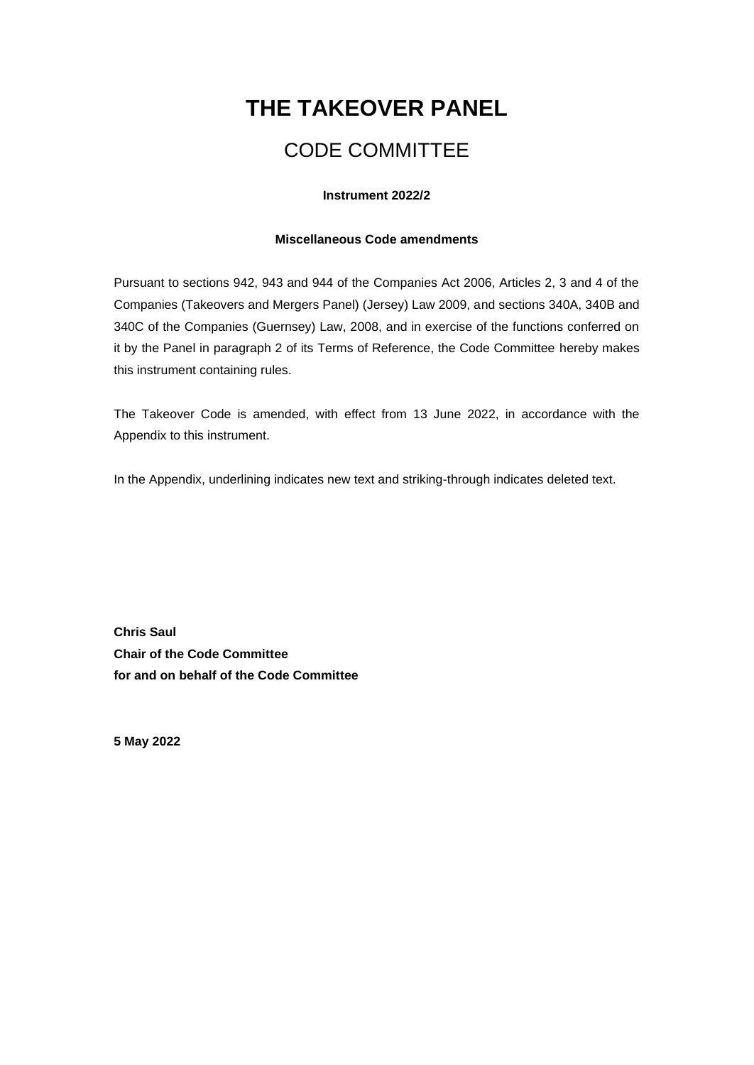# THE TAKEOVER PANEL

## CODE COMMITTEE

**Instrument 2022/2**

**Miscellaneous Code amendments**

Pursuant to sections 942, 943 and 944 of the Companies Act 2006, Articles 2, 3 and 4 of the Companies (Takeovers and Mergers Panel) (Jersey) Law 2009, and sections 340A, 340B and 340C of the Companies (Guernsey) Law, 2008, and in exercise of the functions conferred on it by the Panel in paragraph 2 of its Terms of Reference, the Code Committee hereby makes this instrument containing rules.

The Takeover Code is amended, with effect from 13 June 2022, in accordance with the Appendix to this instrument.

In the Appendix, underlining indicates new text and striking-through indicates deleted text.

**Chris Saul**
**Chair of the Code Committee**
**for and on behalf of the Code Committee**

**5 May 2022**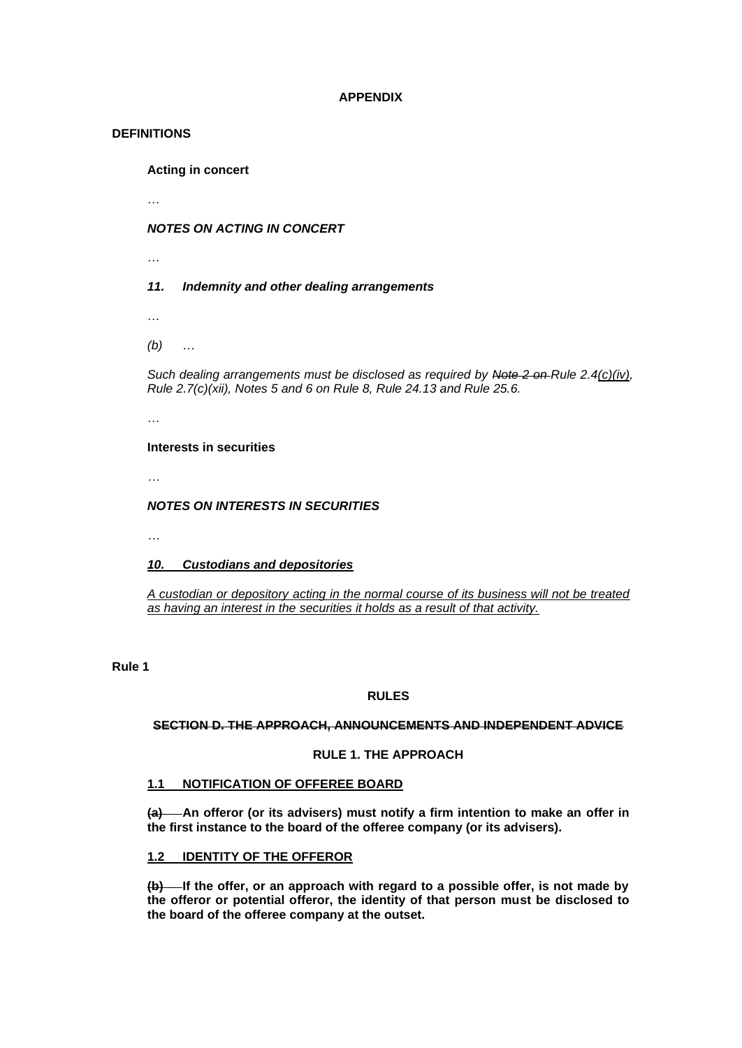**APPENDIX**

**DEFINITIONS**

**Acting in concert**

…

***NOTES ON ACTING IN CONCERT***

…

***11. Indemnity and other dealing arrangements***

…

*(b) …*

*Such dealing arrangements must be disclosed as required by ~~Note 2 on~~ Rule 2.4<u>(c)(iv)</u>, Rule 2.7(c)(xii), Notes 5 and 6 on Rule 8, Rule 24.13 and Rule 25.6.*

…

**Interests in securities**

…

***NOTES ON INTERESTS IN SECURITIES***

…

***<u>10. Custodians and depositories</u>***

*<u>A custodian or depository acting in the normal course of its business will not be treated as having an interest in the securities it holds as a result of that activity.</u>*

**Rule 1**

**RULES**

**~~SECTION D. THE APPROACH, ANNOUNCEMENTS AND INDEPENDENT ADVICE~~**

**RULE 1. THE APPROACH**

**<u>1.1 NOTIFICATION OF OFFEREE BOARD</u>**

**~~(a)~~ An offeror (or its advisers) must notify a firm intention to make an offer in the first instance to the board of the offeree company (or its advisers).**

**<u>1.2 IDENTITY OF THE OFFEROR</u>**

**~~(b)~~ If the offer, or an approach with regard to a possible offer, is not made by the offeror or potential offeror, the identity of that person must be disclosed to the board of the offeree company at the outset.**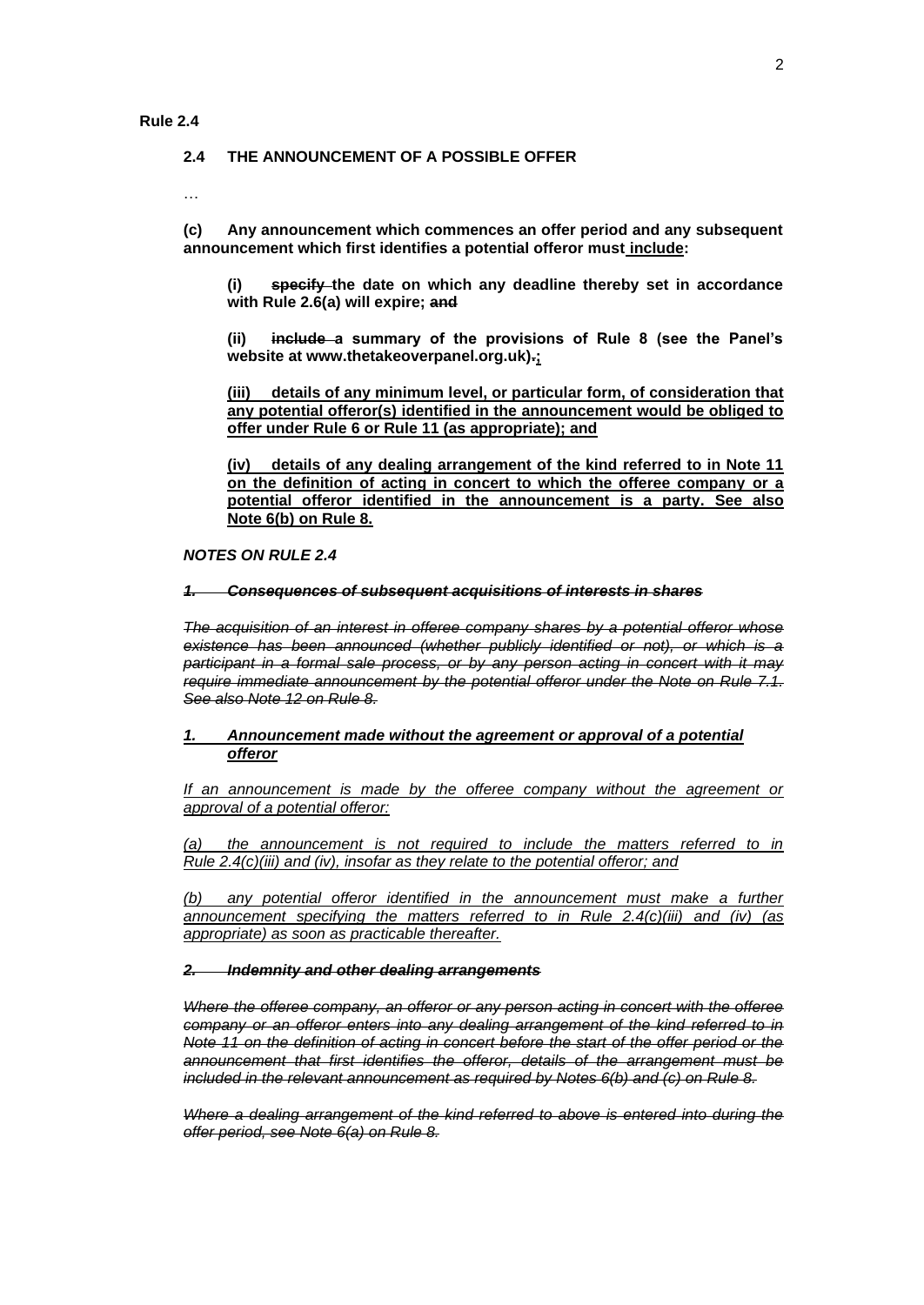**Rule 2.4**

**2.4 THE ANNOUNCEMENT OF A POSSIBLE OFFER**

…

**(c) Any announcement which commences an offer period and any subsequent announcement which first identifies a potential offeror must include:**

**(i) ~~specify~~ the date on which any deadline thereby set in accordance with Rule 2.6(a) will expire; ~~and~~**

**(ii) ~~include~~ a summary of the provisions of Rule 8 (see the Panel's website at www.thetakeoverpanel.org.uk)~~.~~;**

**(iii) details of any minimum level, or particular form, of consideration that any potential offeror(s) identified in the announcement would be obliged to offer under Rule 6 or Rule 11 (as appropriate); and**

**(iv) details of any dealing arrangement of the kind referred to in Note 11 on the definition of acting in concert to which the offeree company or a potential offeror identified in the announcement is a party. See also Note 6(b) on Rule 8.**

***NOTES ON RULE 2.4***

~~***1. Consequences of subsequent acquisitions of interests in shares***~~

~~*The acquisition of an interest in offeree company shares by a potential offeror whose existence has been announced (whether publicly identified or not), or which is a participant in a formal sale process, or by any person acting in concert with it may require immediate announcement by the potential offeror under the Note on Rule 7.1. See also Note 12 on Rule 8.*~~

***1. Announcement made without the agreement or approval of a potential offeror***

*If an announcement is made by the offeree company without the agreement or approval of a potential offeror:*

*(a) the announcement is not required to include the matters referred to in Rule 2.4(c)(iii) and (iv), insofar as they relate to the potential offeror; and*

*(b) any potential offeror identified in the announcement must make a further announcement specifying the matters referred to in Rule 2.4(c)(iii) and (iv) (as appropriate) as soon as practicable thereafter.*

~~***2. Indemnity and other dealing arrangements***~~

~~*Where the offeree company, an offeror or any person acting in concert with the offeree company or an offeror enters into any dealing arrangement of the kind referred to in Note 11 on the definition of acting in concert before the start of the offer period or the announcement that first identifies the offeror, details of the arrangement must be included in the relevant announcement as required by Notes 6(b) and (c) on Rule 8.*~~

~~*Where a dealing arrangement of the kind referred to above is entered into during the offer period, see Note 6(a) on Rule 8.*~~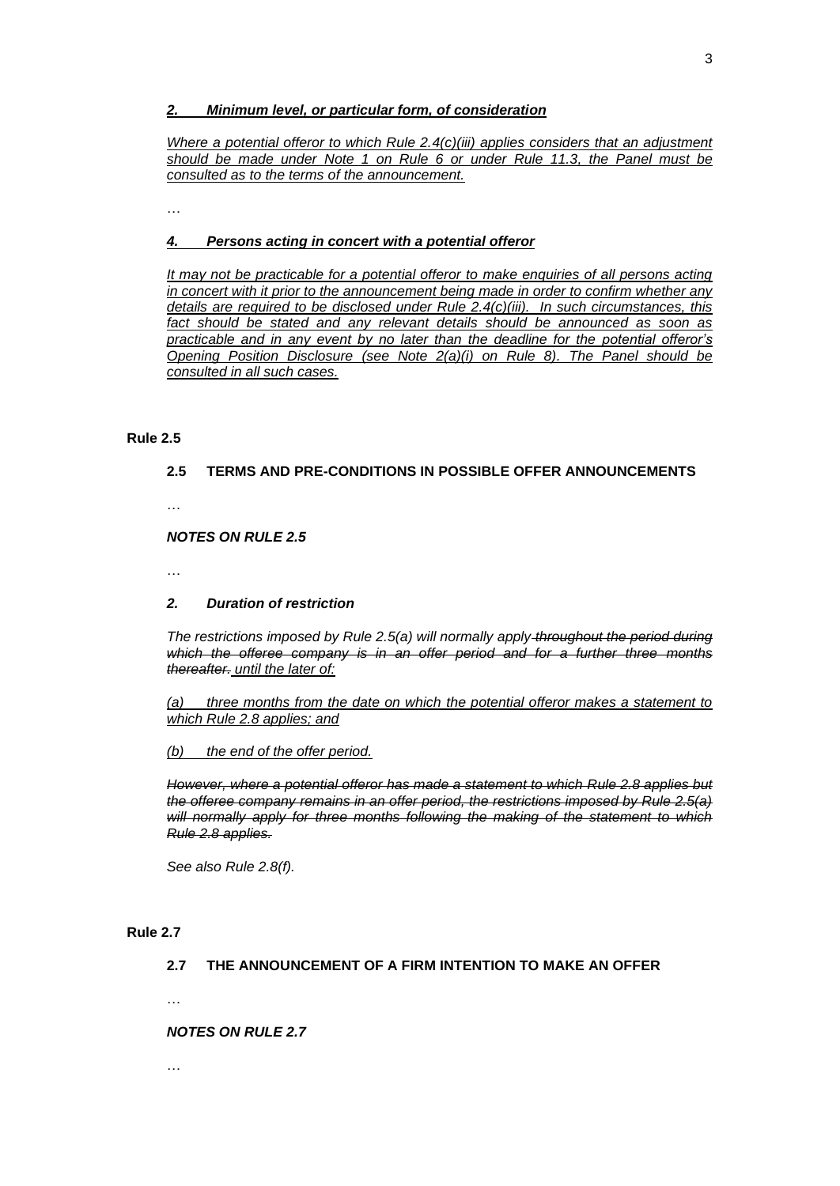*2. Minimum level, or particular form, of consideration*

*Where a potential offeror to which Rule 2.4(c)(iii) applies considers that an adjustment should be made under Note 1 on Rule 6 or under Rule 11.3, the Panel must be consulted as to the terms of the announcement.*

…

*4. Persons acting in concert with a potential offeror*

*It may not be practicable for a potential offeror to make enquiries of all persons acting in concert with it prior to the announcement being made in order to confirm whether any details are required to be disclosed under Rule 2.4(c)(iii). In such circumstances, this fact should be stated and any relevant details should be announced as soon as practicable and in any event by no later than the deadline for the potential offeror's Opening Position Disclosure (see Note 2(a)(i) on Rule 8). The Panel should be consulted in all such cases.*

**Rule 2.5**

**2.5 TERMS AND PRE-CONDITIONS IN POSSIBLE OFFER ANNOUNCEMENTS**

…

***NOTES ON RULE 2.5***

…

***2. Duration of restriction***

*The restrictions imposed by Rule 2.5(a) will normally apply ~~throughout the period during which the offeree company is in an offer period and for a further three months thereafter.~~ until the later of:*

*(a) three months from the date on which the potential offeror makes a statement to which Rule 2.8 applies; and*

*(b) the end of the offer period.*

*~~However, where a potential offeror has made a statement to which Rule 2.8 applies but the offeree company remains in an offer period, the restrictions imposed by Rule 2.5(a) will normally apply for three months following the making of the statement to which Rule 2.8 applies.~~*

*See also Rule 2.8(f).*

**Rule 2.7**

**2.7 THE ANNOUNCEMENT OF A FIRM INTENTION TO MAKE AN OFFER**

…

***NOTES ON RULE 2.7***

…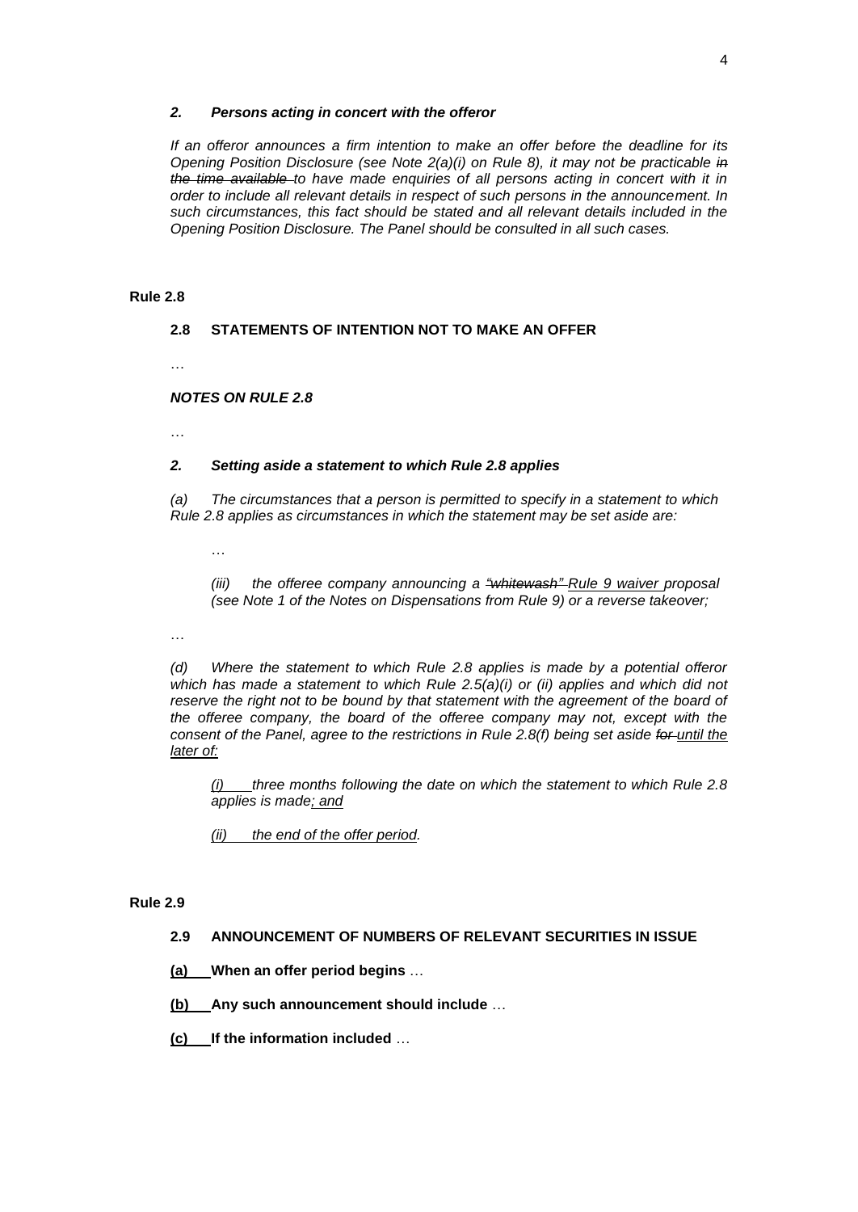### *2. Persons acting in concert with the offeror*

*If an offeror announces a firm intention to make an offer before the deadline for its Opening Position Disclosure (see Note 2(a)(i) on Rule 8), it may not be practicable ~~in the time available~~ to have made enquiries of all persons acting in concert with it in order to include all relevant details in respect of such persons in the announcement. In such circumstances, this fact should be stated and all relevant details included in the Opening Position Disclosure. The Panel should be consulted in all such cases.*

**Rule 2.8**

**2.8 STATEMENTS OF INTENTION NOT TO MAKE AN OFFER**

…

***NOTES ON RULE 2.8***

…

### *2. Setting aside a statement to which Rule 2.8 applies*

*(a) The circumstances that a person is permitted to specify in a statement to which Rule 2.8 applies as circumstances in which the statement may be set aside are:*

…

*(iii) the offeree company announcing a ~~"whitewash"~~ <u>Rule 9 waiver</u> proposal (see Note 1 of the Notes on Dispensations from Rule 9) or a reverse takeover;*

…

*(d) Where the statement to which Rule 2.8 applies is made by a potential offeror which has made a statement to which Rule 2.5(a)(i) or (ii) applies and which did not reserve the right not to be bound by that statement with the agreement of the board of the offeree company, the board of the offeree company may not, except with the consent of the Panel, agree to the restrictions in Rule 2.8(f) being set aside ~~for~~ <u>until the later of:</u>*

*<u>(i)</u> three months following the date on which the statement to which Rule 2.8 applies is made<u>; and</u>*

*<u>(ii) the end of the offer period</u>.*

**Rule 2.9**

**2.9 ANNOUNCEMENT OF NUMBERS OF RELEVANT SECURITIES IN ISSUE**

**<u>(a)</u> When an offer period begins** …

**<u>(b)</u> Any such announcement should include** …

**<u>(c)</u> If the information included** …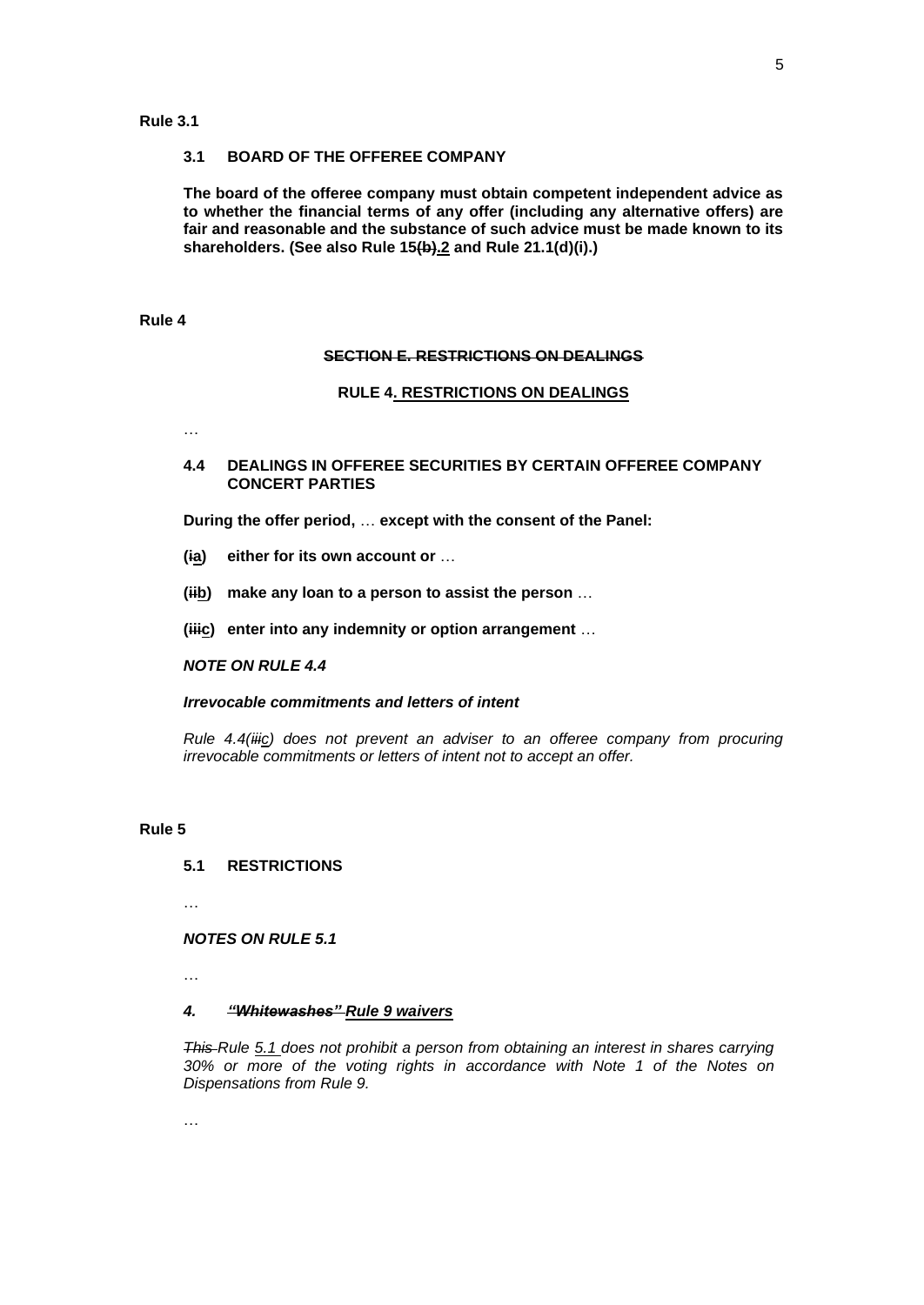**Rule 3.1**

**3.1 BOARD OF THE OFFEREE COMPANY**

**The board of the offeree company must obtain competent independent advice as to whether the financial terms of any offer (including any alternative offers) are fair and reasonable and the substance of such advice must be made known to its shareholders. (See also Rule 15~~(b)~~.2 and Rule 21.1(d)(i).)**

**Rule 4**

**~~SECTION E. RESTRICTIONS ON DEALINGS~~**

**RULE 4. RESTRICTIONS ON DEALINGS**

…

**4.4 DEALINGS IN OFFEREE SECURITIES BY CERTAIN OFFEREE COMPANY CONCERT PARTIES**

**During the offer period,** … **except with the consent of the Panel:**

**(~~i~~a) either for its own account or** …

**(~~ii~~b) make any loan to a person to assist the person** …

**(~~iii~~c) enter into any indemnity or option arrangement** …

***NOTE ON RULE 4.4***

***Irrevocable commitments and letters of intent***

*Rule 4.4(~~iii~~c) does not prevent an adviser to an offeree company from procuring irrevocable commitments or letters of intent not to accept an offer.*

**Rule 5**

**5.1 RESTRICTIONS**

…

***NOTES ON RULE 5.1***

…

***4. ~~"Whitewashes"~~ Rule 9 waivers***

*~~This~~ Rule 5.1 does not prohibit a person from obtaining an interest in shares carrying 30% or more of the voting rights in accordance with Note 1 of the Notes on Dispensations from Rule 9.*

…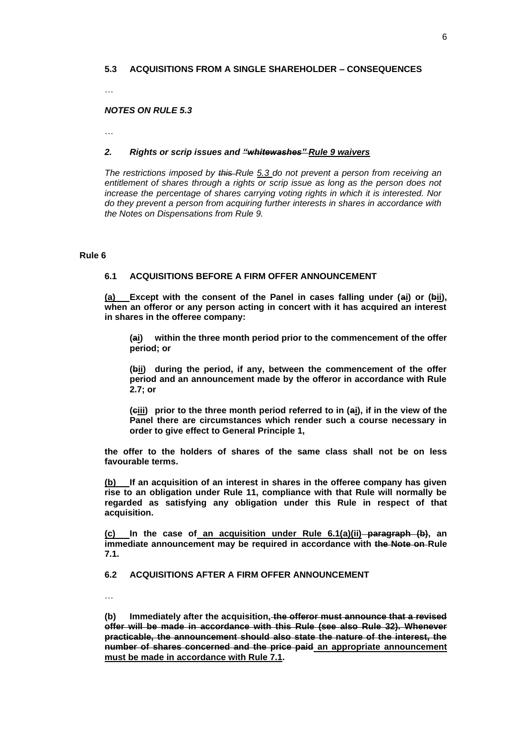**5.3 ACQUISITIONS FROM A SINGLE SHAREHOLDER – CONSEQUENCES**

…

***NOTES ON RULE 5.3***

…

***2. Rights or scrip issues and ~~"whitewashes"~~ Rule 9 waivers***

*The restrictions imposed by ~~this~~ Rule 5.3 do not prevent a person from receiving an entitlement of shares through a rights or scrip issue as long as the person does not increase the percentage of shares carrying voting rights in which it is interested. Nor do they prevent a person from acquiring further interests in shares in accordance with the Notes on Dispensations from Rule 9.*

**Rule 6**

**6.1 ACQUISITIONS BEFORE A FIRM OFFER ANNOUNCEMENT**

**(a) Except with the consent of the Panel in cases falling under (~~a~~i) or (~~b~~ii), when an offeror or any person acting in concert with it has acquired an interest in shares in the offeree company:**

**(~~a~~i) within the three month period prior to the commencement of the offer period; or**

**(~~b~~ii) during the period, if any, between the commencement of the offer period and an announcement made by the offeror in accordance with Rule 2.7; or**

**(~~c~~iii) prior to the three month period referred to in (~~a~~i), if in the view of the Panel there are circumstances which render such a course necessary in order to give effect to General Principle 1,**

**the offer to the holders of shares of the same class shall not be on less favourable terms.**

**(b) If an acquisition of an interest in shares in the offeree company has given rise to an obligation under Rule 11, compliance with that Rule will normally be regarded as satisfying any obligation under this Rule in respect of that acquisition.**

**(c) In the case of an acquisition under Rule 6.1(a)(ii) ~~paragraph (b)~~, an immediate announcement may be required in accordance with ~~the Note on~~ Rule 7.1.**

**6.2 ACQUISITIONS AFTER A FIRM OFFER ANNOUNCEMENT**

…

**(b) Immediately after the acquisition, ~~the offeror must announce that a revised offer will be made in accordance with this Rule (see also Rule 32). Whenever practicable, the announcement should also state the nature of the interest, the number of shares concerned and the price paid~~ an appropriate announcement must be made in accordance with Rule 7.1.**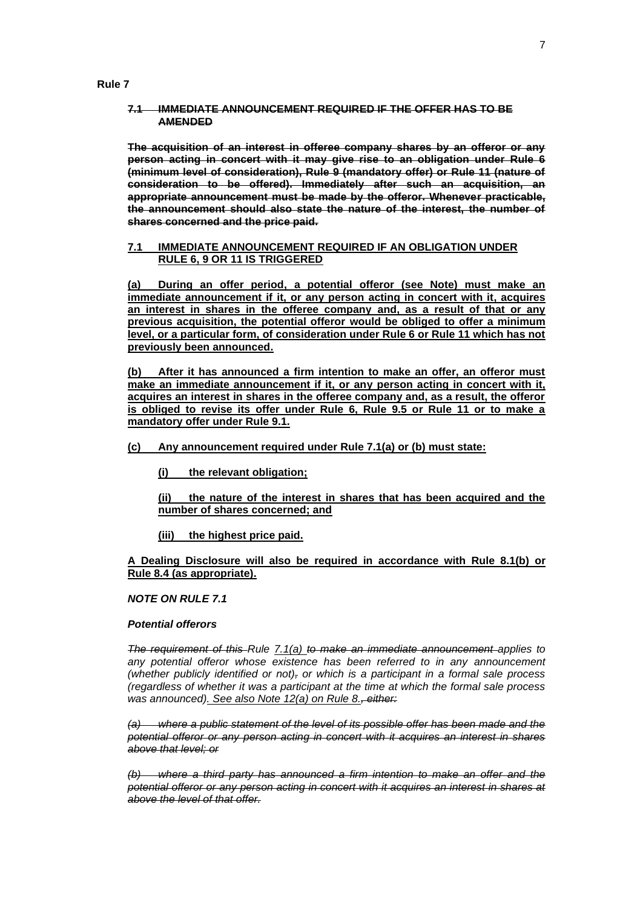**Rule 7**

**~~7.1 IMMEDIATE ANNOUNCEMENT REQUIRED IF THE OFFER HAS TO BE AMENDED~~**

**~~The acquisition of an interest in offeree company shares by an offeror or any person acting in concert with it may give rise to an obligation under Rule 6 (minimum level of consideration), Rule 9 (mandatory offer) or Rule 11 (nature of consideration to be offered). Immediately after such an acquisition, an appropriate announcement must be made by the offeror. Whenever practicable, the announcement should also state the nature of the interest, the number of shares concerned and the price paid.~~**

**<u>7.1 IMMEDIATE ANNOUNCEMENT REQUIRED IF AN OBLIGATION UNDER RULE 6, 9 OR 11 IS TRIGGERED</u>**

**<u>(a) During an offer period, a potential offeror (see Note) must make an immediate announcement if it, or any person acting in concert with it, acquires an interest in shares in the offeree company and, as a result of that or any previous acquisition, the potential offeror would be obliged to offer a minimum level, or a particular form, of consideration under Rule 6 or Rule 11 which has not previously been announced.</u>**

**<u>(b) After it has announced a firm intention to make an offer, an offeror must make an immediate announcement if it, or any person acting in concert with it, acquires an interest in shares in the offeree company and, as a result, the offeror is obliged to revise its offer under Rule 6, Rule 9.5 or Rule 11 or to make a mandatory offer under Rule 9.1.</u>**

**<u>(c) Any announcement required under Rule 7.1(a) or (b) must state:</u>**

**<u>(i) the relevant obligation;</u>**

**<u>(ii) the nature of the interest in shares that has been acquired and the number of shares concerned; and</u>**

**<u>(iii) the highest price paid.</u>**

**<u>A Dealing Disclosure will also be required in accordance with Rule 8.1(b) or Rule 8.4 (as appropriate).</u>**

***NOTE ON RULE 7.1***

***Potential offerors***

*~~The requirement of this~~ Rule <u>7.1(a)</u> ~~to make an immediate announcement~~ applies to any potential offeror whose existence has been referred to in any announcement (whether publicly identified or not)~~,~~ or which is a participant in a formal sale process (regardless of whether it was a participant at the time at which the formal sale process was announced)<u>. See also Note 12(a) on Rule 8.</u>~~, either:~~*

*~~(a) where a public statement of the level of its possible offer has been made and the potential offeror or any person acting in concert with it acquires an interest in shares above that level; or~~*

*~~(b) where a third party has announced a firm intention to make an offer and the potential offeror or any person acting in concert with it acquires an interest in shares at above the level of that offer.~~*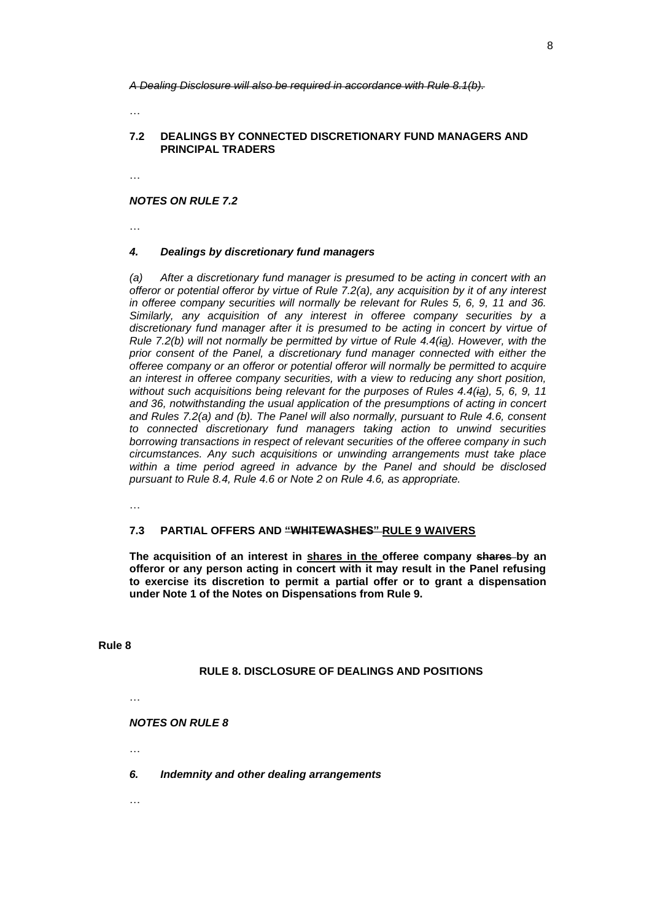~~*A Dealing Disclosure will also be required in accordance with Rule 8.1(b).*~~

…

**7.2 DEALINGS BY CONNECTED DISCRETIONARY FUND MANAGERS AND PRINCIPAL TRADERS**

…

***NOTES ON RULE 7.2***

…

***4. Dealings by discretionary fund managers***

*(a) After a discretionary fund manager is presumed to be acting in concert with an offeror or potential offeror by virtue of Rule 7.2(a), any acquisition by it of any interest in offeree company securities will normally be relevant for Rules 5, 6, 9, 11 and 36. Similarly, any acquisition of any interest in offeree company securities by a discretionary fund manager after it is presumed to be acting in concert by virtue of Rule 7.2(b) will not normally be permitted by virtue of Rule 4.4(~~i~~<u>a</u>). However, with the prior consent of the Panel, a discretionary fund manager connected with either the offeree company or an offeror or potential offeror will normally be permitted to acquire an interest in offeree company securities, with a view to reducing any short position, without such acquisitions being relevant for the purposes of Rules 4.4(~~i~~<u>a</u>), 5, 6, 9, 11 and 36, notwithstanding the usual application of the presumptions of acting in concert and Rules 7.2(a) and (b). The Panel will also normally, pursuant to Rule 4.6, consent to connected discretionary fund managers taking action to unwind securities borrowing transactions in respect of relevant securities of the offeree company in such circumstances. Any such acquisitions or unwinding arrangements must take place within a time period agreed in advance by the Panel and should be disclosed pursuant to Rule 8.4, Rule 4.6 or Note 2 on Rule 4.6, as appropriate.*

…

**7.3 PARTIAL OFFERS AND ~~"WHITEWASHES"~~ <u>RULE 9 WAIVERS</u>**

**The acquisition of an interest in <u>shares in the</u> offeree company ~~shares~~ by an offeror or any person acting in concert with it may result in the Panel refusing to exercise its discretion to permit a partial offer or to grant a dispensation under Note 1 of the Notes on Dispensations from Rule 9.**

**Rule 8**

**RULE 8. DISCLOSURE OF DEALINGS AND POSITIONS**

…

***NOTES ON RULE 8***

…

***6. Indemnity and other dealing arrangements***

…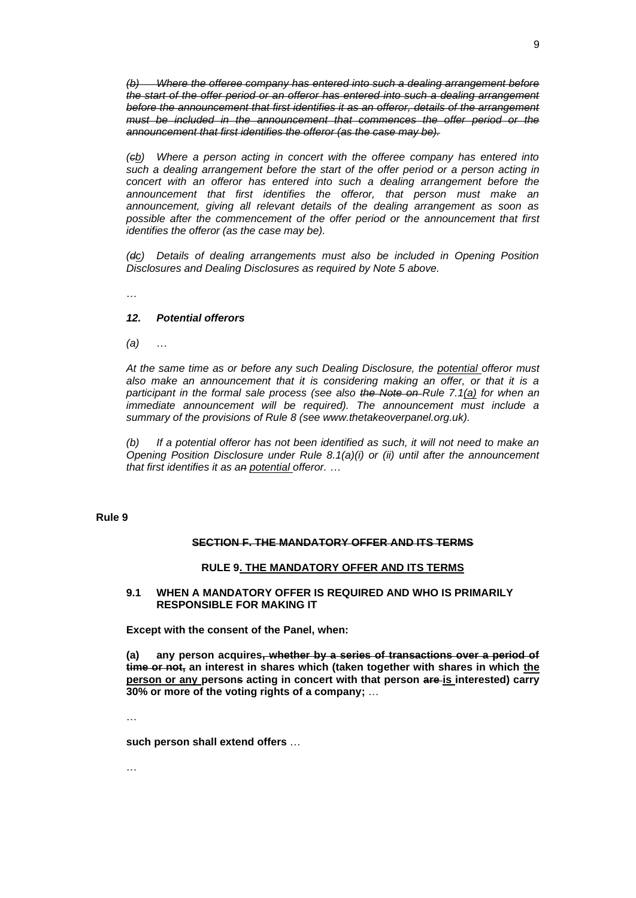*~~(b) Where the offeree company has entered into such a dealing arrangement before the start of the offer period or an offeror has entered into such a dealing arrangement before the announcement that first identifies it as an offeror, details of the arrangement must be included in the announcement that commences the offer period or the announcement that first identifies the offeror (as the case may be).~~*

*(~~c~~<u>b</u>) Where a person acting in concert with the offeree company has entered into such a dealing arrangement before the start of the offer period or a person acting in concert with an offeror has entered into such a dealing arrangement before the announcement that first identifies the offeror, that person must make an announcement, giving all relevant details of the dealing arrangement as soon as possible after the commencement of the offer period or the announcement that first identifies the offeror (as the case may be).*

*(~~d~~<u>c</u>) Details of dealing arrangements must also be included in Opening Position Disclosures and Dealing Disclosures as required by Note 5 above.*

…

***12. Potential offerors***

*(a) …*

*At the same time as or before any such Dealing Disclosure, the <u>potential</u> offeror must also make an announcement that it is considering making an offer, or that it is a participant in the formal sale process (see also ~~the Note on~~ Rule 7.1<u>(a)</u> for when an immediate announcement will be required). The announcement must include a summary of the provisions of Rule 8 (see www.thetakeoverpanel.org.uk).*

*(b) If a potential offeror has not been identified as such, it will not need to make an Opening Position Disclosure under Rule 8.1(a)(i) or (ii) until after the announcement that first identifies it as a~~n~~ <u>potential</u> offeror. …*

**Rule 9**

**~~SECTION F. THE MANDATORY OFFER AND ITS TERMS~~**

**RULE 9<u>. THE MANDATORY OFFER AND ITS TERMS</u>**

**9.1 WHEN A MANDATORY OFFER IS REQUIRED AND WHO IS PRIMARILY RESPONSIBLE FOR MAKING IT**

**Except with the consent of the Panel, when:**

**(a) any person acquires~~, whether by a series of transactions over a period of time or not,~~ an interest in shares which (taken together with shares in which <u>the person or any</u> person~~s~~ acting in concert with that person ~~are~~ <u>is</u> interested) carry 30% or more of the voting rights of a company;** …

…

**such person shall extend offers** …

…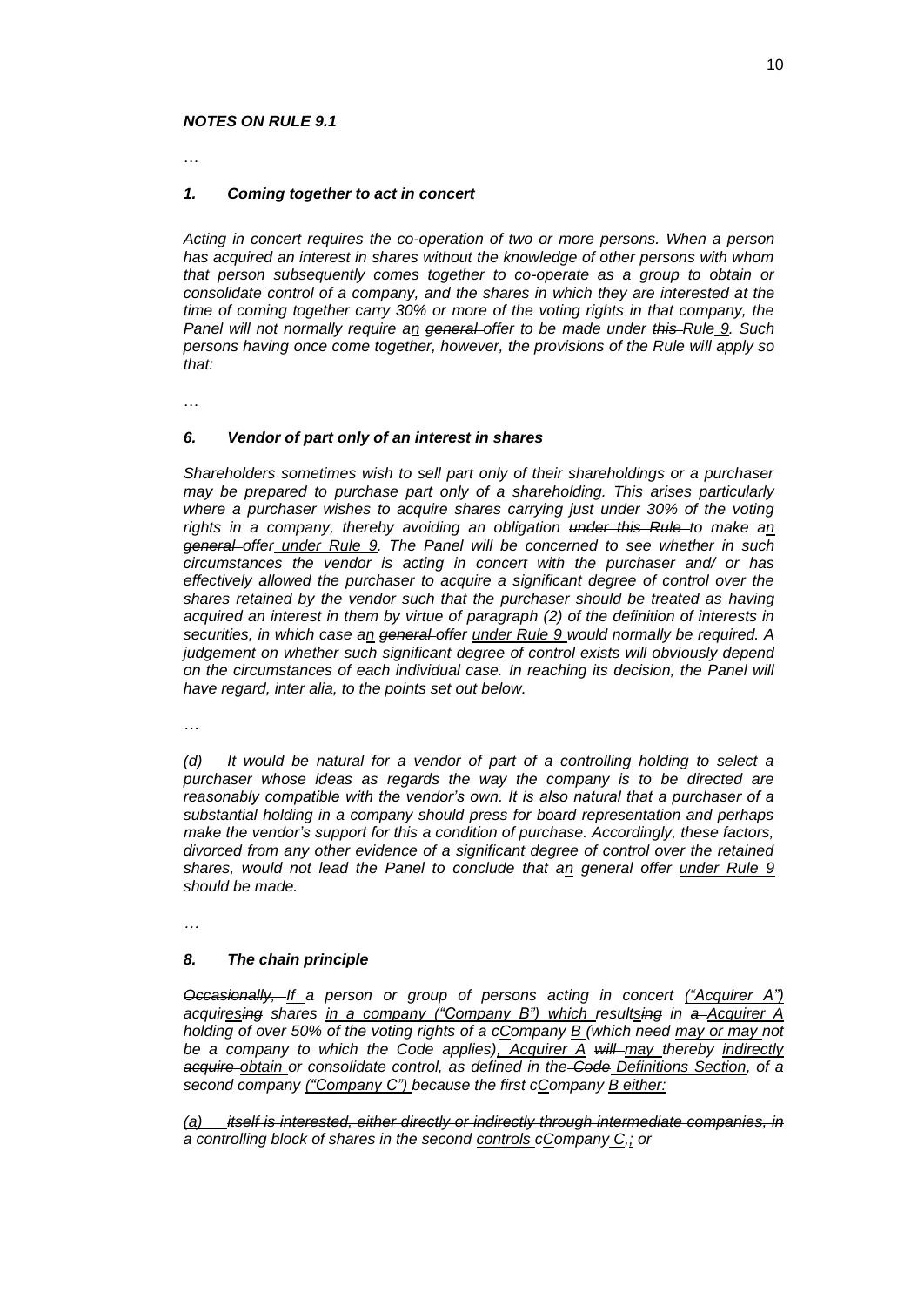***NOTES ON RULE 9.1***

…

***1. Coming together to act in concert***

Acting in concert requires the co-operation of two or more persons. When a person has acquired an interest in shares without the knowledge of other persons with whom that person subsequently comes together to co-operate as a group to obtain or consolidate control of a company, and the shares in which they are interested at the time of coming together carry 30% or more of the voting rights in that company, the Panel will not normally require a<u>n</u> ~~general~~ offer to be made under ~~this~~ Rule<u> 9</u>. Such persons having once come together, however, the provisions of the Rule will apply so that:

…

***6. Vendor of part only of an interest in shares***

Shareholders sometimes wish to sell part only of their shareholdings or a purchaser may be prepared to purchase part only of a shareholding. This arises particularly where a purchaser wishes to acquire shares carrying just under 30% of the voting rights in a company, thereby avoiding an obligation ~~under this Rule~~ to make a<u>n</u> ~~general~~ offer<u> under Rule 9</u>. The Panel will be concerned to see whether in such circumstances the vendor is acting in concert with the purchaser and/ or has effectively allowed the purchaser to acquire a significant degree of control over the shares retained by the vendor such that the purchaser should be treated as having acquired an interest in them by virtue of paragraph (2) of the definition of interests in securities, in which case a<u>n</u> ~~general~~ offer <u>under Rule 9</u> would normally be required. A judgement on whether such significant degree of control exists will obviously depend on the circumstances of each individual case. In reaching its decision, the Panel will have regard, inter alia, to the points set out below.

…

(d) It would be natural for a vendor of part of a controlling holding to select a purchaser whose ideas as regards the way the company is to be directed are reasonably compatible with the vendor's own. It is also natural that a purchaser of a substantial holding in a company should press for board representation and perhaps make the vendor's support for this a condition of purchase. Accordingly, these factors, divorced from any other evidence of a significant degree of control over the retained shares, would not lead the Panel to conclude that a<u>n</u> ~~general~~ offer <u>under Rule 9</u> should be made.

…

***8. The chain principle***

~~Occasionally,~~ <u>If</u> a person or group of persons acting in concert <u>("Acquirer A")</u> acquir<u>es</u>~~ing~~ shares <u>in a company ("Company B") which</u> result<u>s</u>~~ing~~ in ~~a~~ <u>Acquirer A</u> holding ~~of~~ over 50% of the voting rights of ~~a c~~<u>C</u>ompany <u>B</u> (which ~~need~~ <u>may or may</u> not be a company to which the Code applies)<u>,</u> <u>Acquirer A</u> ~~will~~ <u>may</u> thereby <u>indirectly</u> ~~acquire~~ <u>obtain</u> or consolidate control, as defined in the ~~Code~~ <u>Definitions Section</u>, of a second company <u>("Company C")</u> because ~~the first c~~<u>C</u>ompany <u>B either:</u>

<u>(a)</u> ~~itself is interested, either directly or indirectly through intermediate companies, in a controlling block of shares in the second~~ <u>controls</u> ~~c~~<u>C</u>ompany <u>C</u>~~,~~<u>;</u> or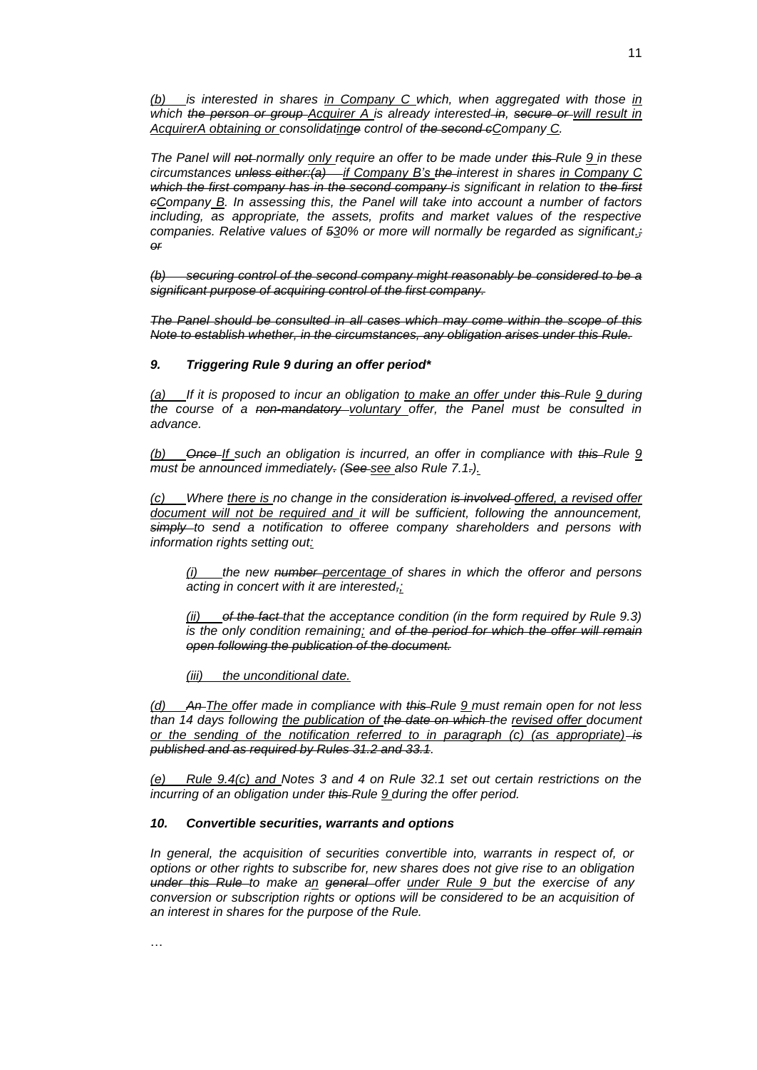*<u>(b)</u> is interested in shares <u>in Company C</u> which, when aggregated with those <u>in</u> which ~~the person or group~~ <u>Acquirer A</u> is already interested ~~in~~, ~~secure or~~ <u>will result in AcquirerA obtaining or</u> consolidat<u>ing</u>~~e~~ control of ~~the second c~~<u>Company C</u>.*

*The Panel will ~~not~~ normally <u>only</u> require an offer to be made under ~~this~~ Rule <u>9</u> in these circumstances ~~unless either:(a)~~ <u>if Company B's</u> ~~the~~ interest in shares <u>in Company C</u> ~~which the first company has in the second company~~ is significant in relation to ~~the first c~~<u>Company B</u>. In assessing this, the Panel will take into account a number of factors including, as appropriate, the assets, profits and market values of the respective companies. Relative values of ~~5~~<u>3</u>0% or more will normally be regarded as significant<u>.</u>~~; or~~*

*~~(b) securing control of the second company might reasonably be considered to be a significant purpose of acquiring control of the first company.~~*

*~~The Panel should be consulted in all cases which may come within the scope of this Note to establish whether, in the circumstances, any obligation arises under this Rule.~~*

### *9. Triggering Rule 9 during an offer period\**

*<u>(a)</u> If it is proposed to incur an obligation <u>to make an offer</u> under ~~this~~ Rule <u>9</u> during the course of a ~~non-mandatory~~ <u>voluntary</u> offer, the Panel must be consulted in advance.*

*<u>(b)</u> ~~Once~~ <u>If</u> such an obligation is incurred, an offer in compliance with ~~this~~ Rule <u>9</u> must be announced immediately~~.~~ ~~(See~~ <u>see</u> also Rule 7.1~~.)~~<u>.</u>*

*<u>(c)</u> Where <u>there is</u> no change in the consideration ~~is involved~~ <u>offered, a revised offer document will not be required and</u> it will be sufficient, following the announcement, ~~simply~~ to send a notification to offeree company shareholders and persons with information rights setting out<u>:</u>*

*<u>(i)</u> the new ~~number~~ <u>percentage</u> of shares in which the offeror and persons acting in concert with it are interested~~,~~<u>;</u>*

*<u>(ii)</u> ~~of the fact~~ that the acceptance condition (in the form required by Rule 9.3) is the only condition remaining<u>;</u> and ~~of the period for which the offer will remain open following the publication of the document.~~*

*<u>(iii) the unconditional date.</u>*

*<u>(d)</u> ~~An~~ <u>The</u> offer made in compliance with ~~this~~ Rule <u>9</u> must remain open for not less than 14 days following <u>the publication of</u> ~~the date on which~~ the <u>revised offer</u> document <u>or the sending of the notification referred to in paragraph (c) (as appropriate)</u> ~~is published and as required by Rules 31.2 and 33.1~~.*

*<u>(e) Rule 9.4(c) and</u> Notes 3 and 4 on Rule 32.1 set out certain restrictions on the incurring of an obligation under ~~this~~ Rule <u>9</u> during the offer period.*

### *10. Convertible securities, warrants and options*

*In general, the acquisition of securities convertible into, warrants in respect of, or options or other rights to subscribe for, new shares does not give rise to an obligation ~~under this Rule~~ to make a<u>n</u> ~~general~~ offer <u>under Rule 9</u> but the exercise of any conversion or subscription rights or options will be considered to be an acquisition of an interest in shares for the purpose of the Rule.*

…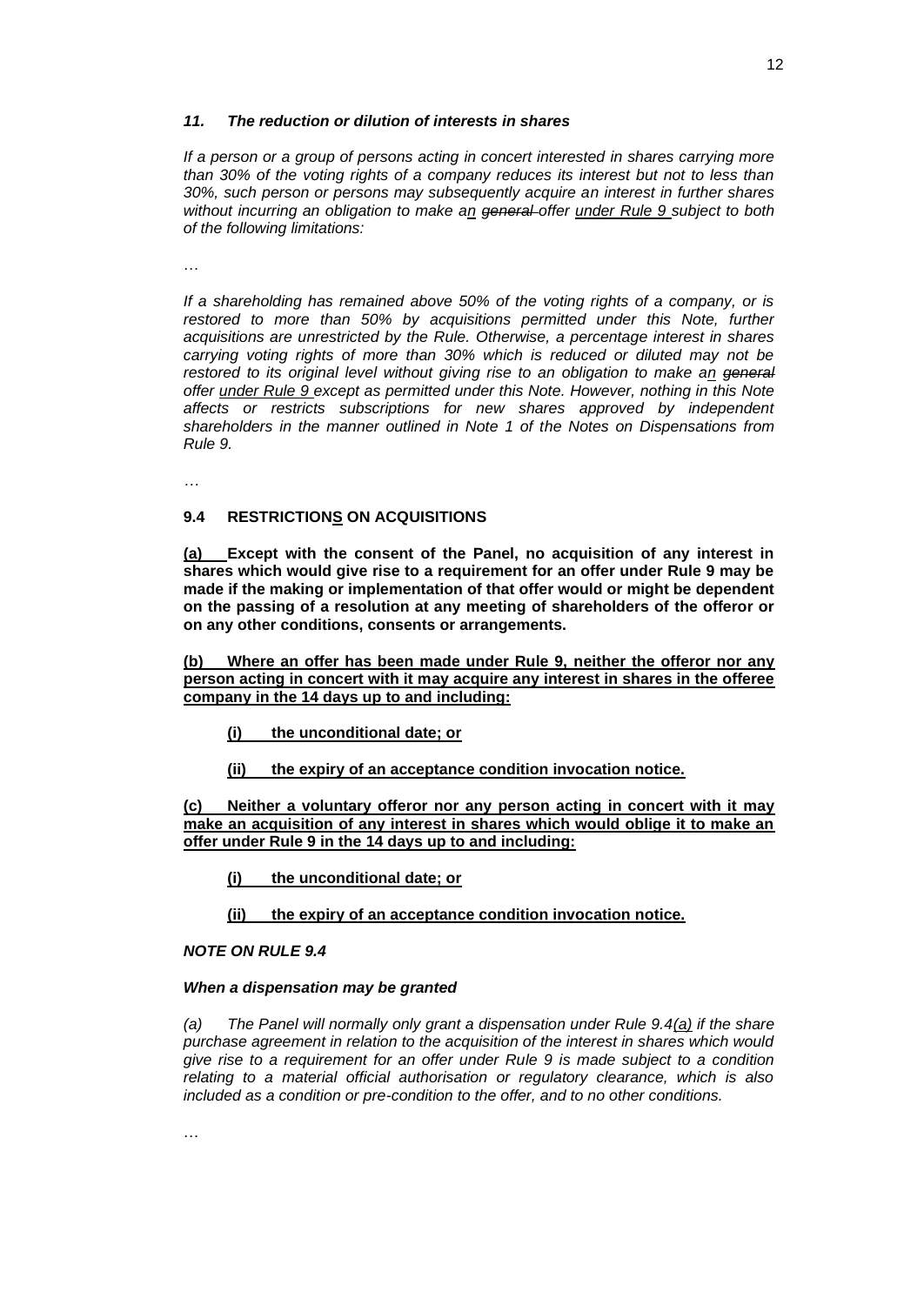***11. The reduction or dilution of interests in shares***

*If a person or a group of persons acting in concert interested in shares carrying more than 30% of the voting rights of a company reduces its interest but not to less than 30%, such person or persons may subsequently acquire an interest in further shares without incurring an obligation to make a<u>n</u> ~~general~~ offer <u>under Rule 9</u> subject to both of the following limitations:*

…

*If a shareholding has remained above 50% of the voting rights of a company, or is restored to more than 50% by acquisitions permitted under this Note, further acquisitions are unrestricted by the Rule. Otherwise, a percentage interest in shares carrying voting rights of more than 30% which is reduced or diluted may not be restored to its original level without giving rise to an obligation to make a<u>n</u> ~~general~~ offer <u>under Rule 9</u> except as permitted under this Note. However, nothing in this Note affects or restricts subscriptions for new shares approved by independent shareholders in the manner outlined in Note 1 of the Notes on Dispensations from Rule 9.*

…

**9.4 RESTRICTION<u>S</u> ON ACQUISITIONS**

**<u>(a)</u> Except with the consent of the Panel, no acquisition of any interest in shares which would give rise to a requirement for an offer under Rule 9 may be made if the making or implementation of that offer would or might be dependent on the passing of a resolution at any meeting of shareholders of the offeror or on any other conditions, consents or arrangements.**

**<u>(b) Where an offer has been made under Rule 9, neither the offeror nor any person acting in concert with it may acquire any interest in shares in the offeree company in the 14 days up to and including:</u>**

- **<u>(i) the unconditional date; or</u>**
- **<u>(ii) the expiry of an acceptance condition invocation notice.</u>**

**<u>(c) Neither a voluntary offeror nor any person acting in concert with it may make an acquisition of any interest in shares which would oblige it to make an offer under Rule 9 in the 14 days up to and including:</u>**

- **<u>(i) the unconditional date; or</u>**
- **<u>(ii) the expiry of an acceptance condition invocation notice.</u>**

***NOTE ON RULE 9.4***

***When a dispensation may be granted***

*(a) The Panel will normally only grant a dispensation under Rule 9.4<u>(a)</u> if the share purchase agreement in relation to the acquisition of the interest in shares which would give rise to a requirement for an offer under Rule 9 is made subject to a condition relating to a material official authorisation or regulatory clearance, which is also included as a condition or pre-condition to the offer, and to no other conditions.*

…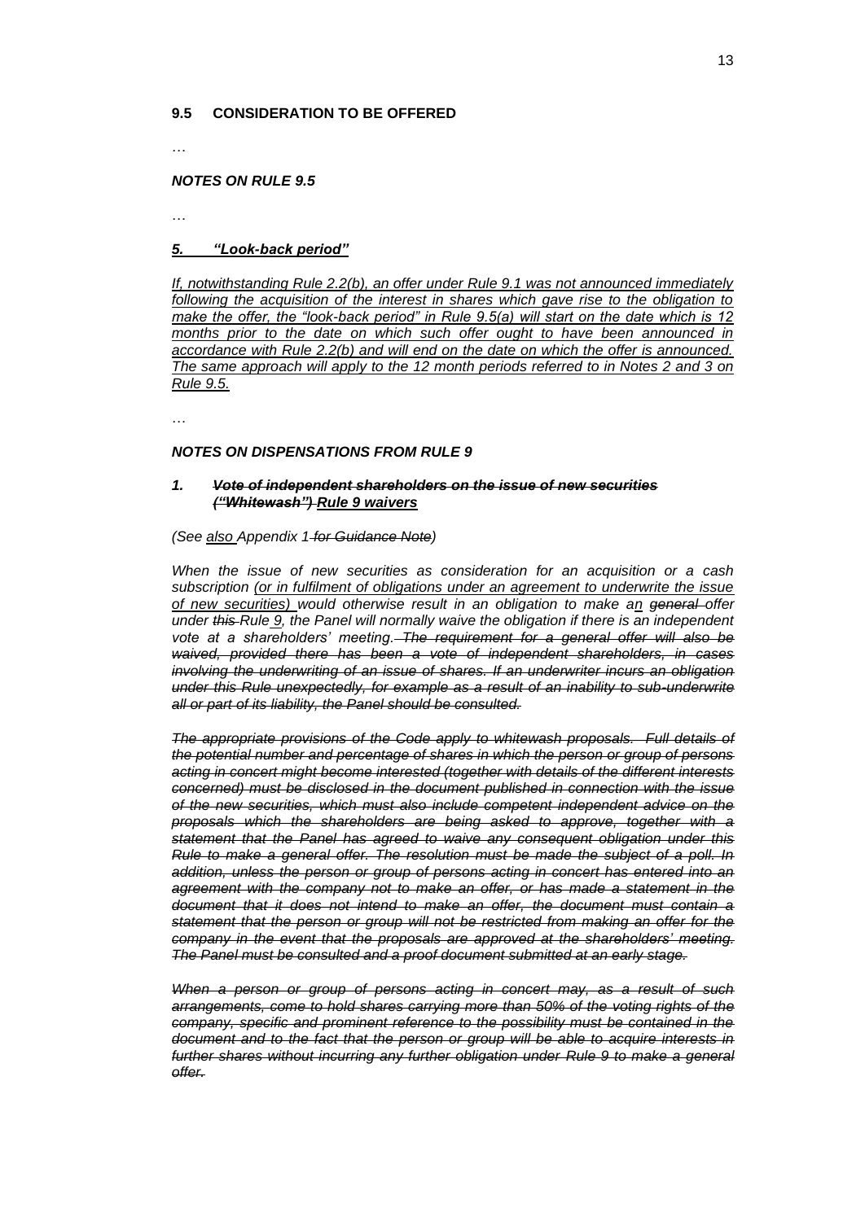**9.5 CONSIDERATION TO BE OFFERED**

…

***NOTES ON RULE 9.5***

…

***<u>5. "Look-back period"</u>***

*<u>If, notwithstanding Rule 2.2(b), an offer under Rule 9.1 was not announced immediately following the acquisition of the interest in shares which gave rise to the obligation to make the offer, the "look-back period" in Rule 9.5(a) will start on the date which is 12 months prior to the date on which such offer ought to have been announced in accordance with Rule 2.2(b) and will end on the date on which the offer is announced. The same approach will apply to the 12 month periods referred to in Notes 2 and 3 on Rule 9.5.</u>*

…

***NOTES ON DISPENSATIONS FROM RULE 9***

***1. ~~Vote of independent shareholders on the issue of new securities ("Whitewash")~~ <u>Rule 9 waivers</u>***

*(See <u>also</u> Appendix 1 ~~for Guidance Note~~)*

*When the issue of new securities as consideration for an acquisition or a cash subscription <u>(or in fulfilment of obligations under an agreement to underwrite the issue of new securities)</u> would otherwise result in an obligation to make a<u>n</u> ~~general~~ offer under ~~this~~ Rule <u>9</u>, the Panel will normally waive the obligation if there is an independent vote at a shareholders' meeting. ~~The requirement for a general offer will also be waived, provided there has been a vote of independent shareholders, in cases involving the underwriting of an issue of shares. If an underwriter incurs an obligation under this Rule unexpectedly, for example as a result of an inability to sub-underwrite all or part of its liability, the Panel should be consulted.~~*

*~~The appropriate provisions of the Code apply to whitewash proposals. Full details of the potential number and percentage of shares in which the person or group of persons acting in concert might become interested (together with details of the different interests concerned) must be disclosed in the document published in connection with the issue of the new securities, which must also include competent independent advice on the proposals which the shareholders are being asked to approve, together with a statement that the Panel has agreed to waive any consequent obligation under this Rule to make a general offer. The resolution must be made the subject of a poll. In addition, unless the person or group of persons acting in concert has entered into an agreement with the company not to make an offer, or has made a statement in the document that it does not intend to make an offer, the document must contain a statement that the person or group will not be restricted from making an offer for the company in the event that the proposals are approved at the shareholders' meeting. The Panel must be consulted and a proof document submitted at an early stage.~~*

*~~When a person or group of persons acting in concert may, as a result of such arrangements, come to hold shares carrying more than 50% of the voting rights of the company, specific and prominent reference to the possibility must be contained in the document and to the fact that the person or group will be able to acquire interests in further shares without incurring any further obligation under Rule 9 to make a general offer.~~*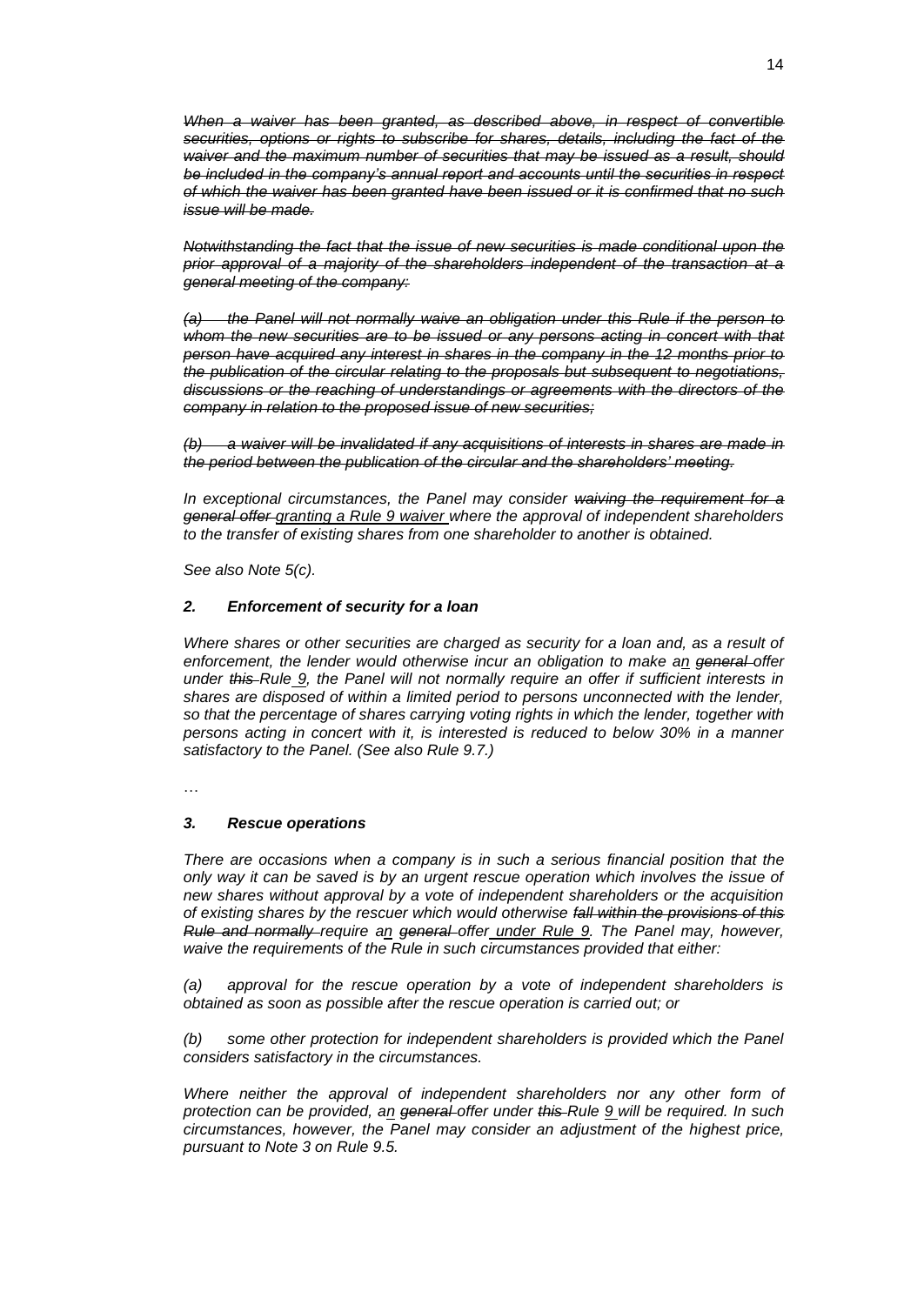*~~When a waiver has been granted, as described above, in respect of convertible securities, options or rights to subscribe for shares, details, including the fact of the waiver and the maximum number of securities that may be issued as a result, should be included in the company's annual report and accounts until the securities in respect of which the waiver has been granted have been issued or it is confirmed that no such issue will be made.~~*

*~~Notwithstanding the fact that the issue of new securities is made conditional upon the prior approval of a majority of the shareholders independent of the transaction at a general meeting of the company:~~*

*~~(a) the Panel will not normally waive an obligation under this Rule if the person to whom the new securities are to be issued or any persons acting in concert with that person have acquired any interest in shares in the company in the 12 months prior to the publication of the circular relating to the proposals but subsequent to negotiations, discussions or the reaching of understandings or agreements with the directors of the company in relation to the proposed issue of new securities;~~*

*~~(b) a waiver will be invalidated if any acquisitions of interests in shares are made in the period between the publication of the circular and the shareholders' meeting.~~*

*In exceptional circumstances, the Panel may consider ~~waiving the requirement for a general offer~~ <u>granting a Rule 9 waiver</u> where the approval of independent shareholders to the transfer of existing shares from one shareholder to another is obtained.*

*See also Note 5(c).*

### *2. Enforcement of security for a loan*

*Where shares or other securities are charged as security for a loan and, as a result of enforcement, the lender would otherwise incur an obligation to make a<u>n</u> ~~general~~ offer under ~~this~~ Rule <u>9</u>, the Panel will not normally require an offer if sufficient interests in shares are disposed of within a limited period to persons unconnected with the lender, so that the percentage of shares carrying voting rights in which the lender, together with persons acting in concert with it, is interested is reduced to below 30% in a manner satisfactory to the Panel. (See also Rule 9.7.)*

…

### *3. Rescue operations*

*There are occasions when a company is in such a serious financial position that the only way it can be saved is by an urgent rescue operation which involves the issue of new shares without approval by a vote of independent shareholders or the acquisition of existing shares by the rescuer which would otherwise ~~fall within the provisions of this Rule and normally~~ require a<u>n</u> ~~general~~ offer <u>under Rule 9</u>. The Panel may, however, waive the requirements of the Rule in such circumstances provided that either:*

*(a) approval for the rescue operation by a vote of independent shareholders is obtained as soon as possible after the rescue operation is carried out; or*

*(b) some other protection for independent shareholders is provided which the Panel considers satisfactory in the circumstances.*

*Where neither the approval of independent shareholders nor any other form of protection can be provided, a<u>n</u> ~~general~~ offer under ~~this~~ Rule <u>9</u> will be required. In such circumstances, however, the Panel may consider an adjustment of the highest price, pursuant to Note 3 on Rule 9.5.*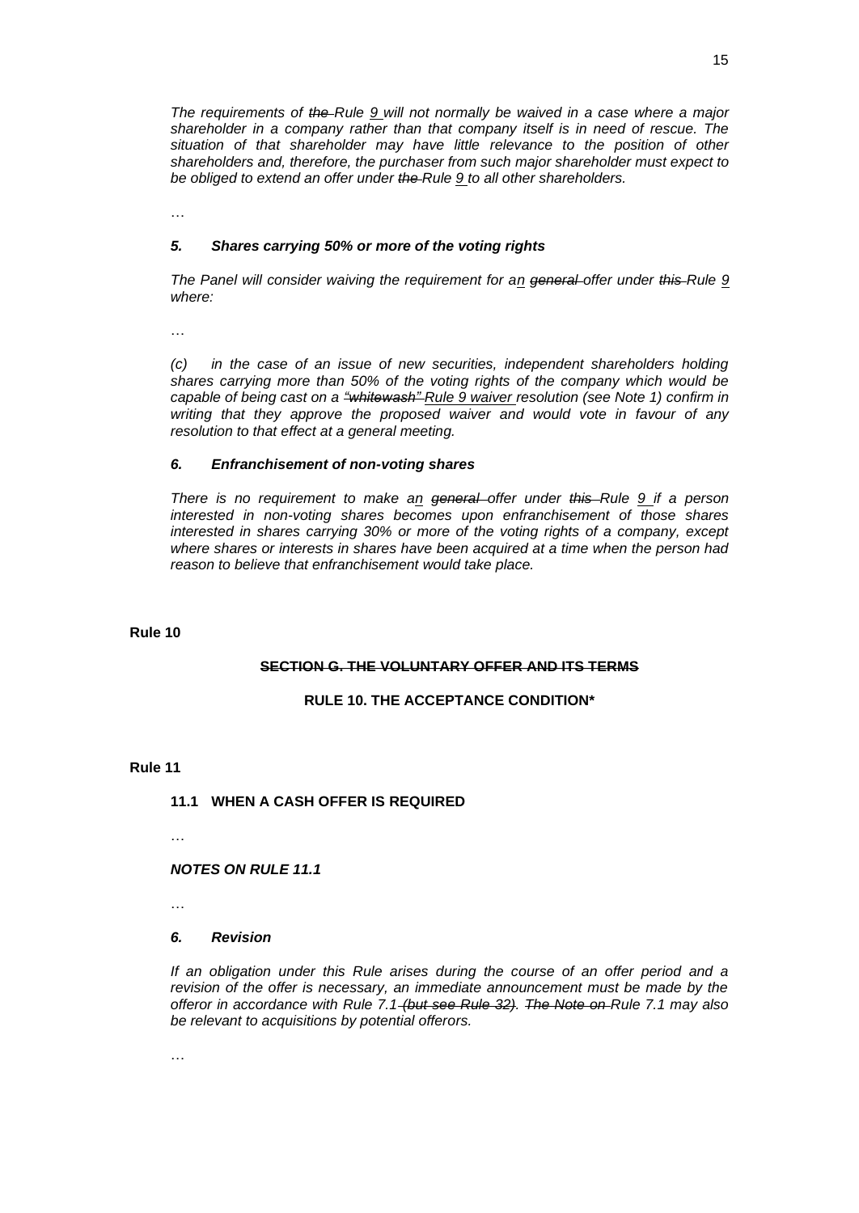*The requirements of ~~the~~ Rule <u>9</u> will not normally be waived in a case where a major shareholder in a company rather than that company itself is in need of rescue. The situation of that shareholder may have little relevance to the position of other shareholders and, therefore, the purchaser from such major shareholder must expect to be obliged to extend an offer under ~~the~~ Rule <u>9</u> to all other shareholders.*

…

***5. Shares carrying 50% or more of the voting rights***

*The Panel will consider waiving the requirement for a<u>n</u> ~~general~~ offer under ~~this~~ Rule <u>9</u> where:*

…

*(c) in the case of an issue of new securities, independent shareholders holding shares carrying more than 50% of the voting rights of the company which would be capable of being cast on a ~~"whitewash"~~ <u>Rule 9 waiver</u> resolution (see Note 1) confirm in writing that they approve the proposed waiver and would vote in favour of any resolution to that effect at a general meeting.*

***6. Enfranchisement of non-voting shares***

*There is no requirement to make a<u>n</u> ~~general~~ offer under ~~this~~ Rule <u>9</u> if a person interested in non-voting shares becomes upon enfranchisement of those shares interested in shares carrying 30% or more of the voting rights of a company, except where shares or interests in shares have been acquired at a time when the person had reason to believe that enfranchisement would take place.*

**Rule 10**

**~~SECTION G. THE VOLUNTARY OFFER AND ITS TERMS~~**

**RULE 10. THE ACCEPTANCE CONDITION***

**Rule 11**

**11.1 WHEN A CASH OFFER IS REQUIRED**

…

***NOTES ON RULE 11.1***

…

***6. Revision***

*If an obligation under this Rule arises during the course of an offer period and a revision of the offer is necessary, an immediate announcement must be made by the offeror in accordance with Rule 7.1 ~~(but see Rule 32). The Note on~~ Rule 7.1 may also be relevant to acquisitions by potential offerors.*

…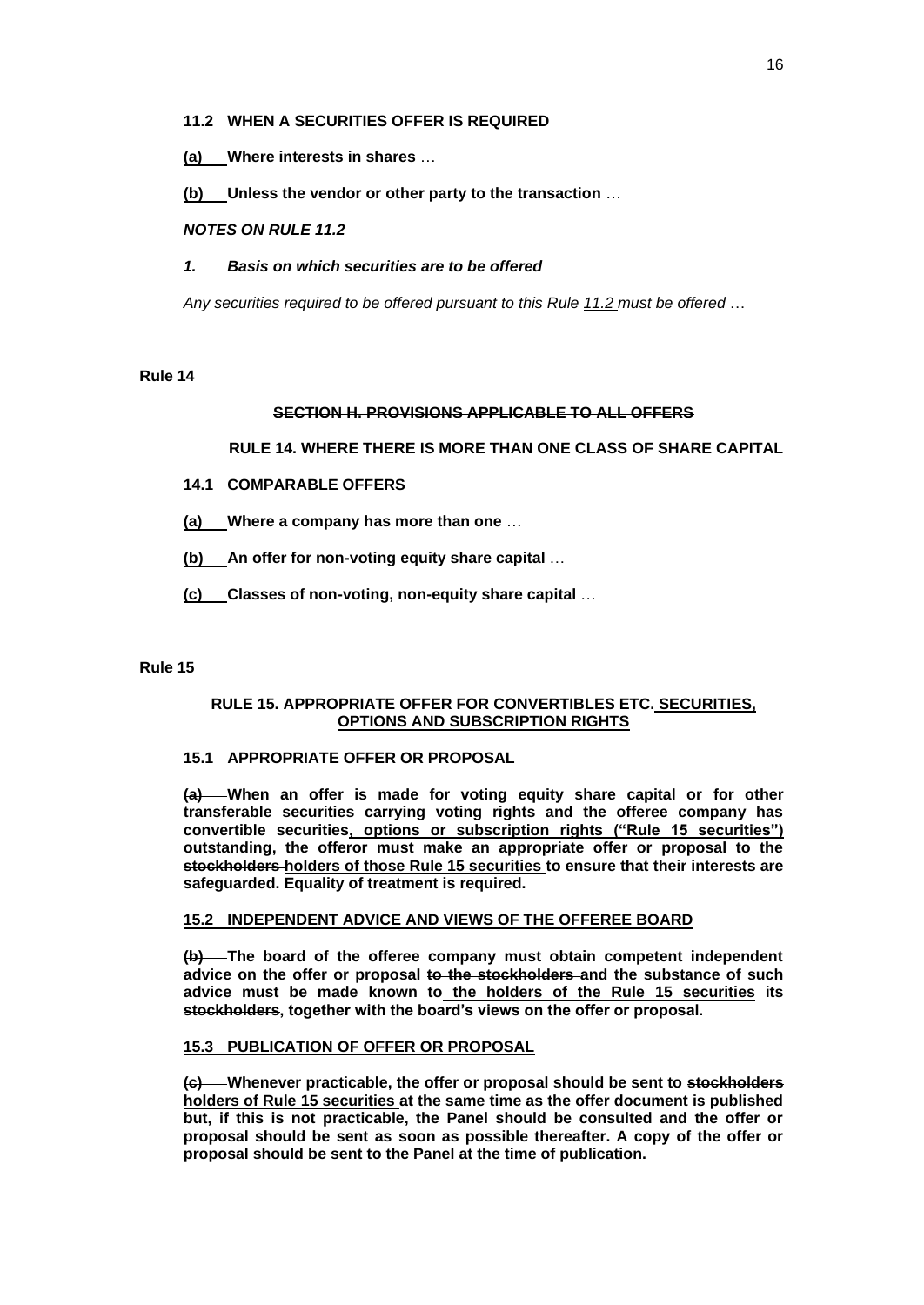**11.2 WHEN A SECURITIES OFFER IS REQUIRED**

**(a) Where interests in shares** …

**(b) Unless the vendor or other party to the transaction** …

***NOTES ON RULE 11.2***

***1. Basis on which securities are to be offered***

*Any securities required to be offered pursuant to ~~this~~ Rule 11.2 must be offered …*

**Rule 14**

**~~SECTION H. PROVISIONS APPLICABLE TO ALL OFFERS~~**

**RULE 14. WHERE THERE IS MORE THAN ONE CLASS OF SHARE CAPITAL**

**14.1 COMPARABLE OFFERS**

**(a) Where a company has more than one** …

**(b) An offer for non-voting equity share capital** …

**(c) Classes of non-voting, non-equity share capital** …

**Rule 15**

**RULE 15. ~~APPROPRIATE OFFER FOR~~ CONVERTIBLE~~S ETC.~~ SECURITIES, OPTIONS AND SUBSCRIPTION RIGHTS**

**15.1 APPROPRIATE OFFER OR PROPOSAL**

**~~(a)~~ When an offer is made for voting equity share capital or for other transferable securities carrying voting rights and the offeree company has convertible securities, options or subscription rights ("Rule 15 securities") outstanding, the offeror must make an appropriate offer or proposal to the ~~stockholders~~ holders of those Rule 15 securities to ensure that their interests are safeguarded. Equality of treatment is required.**

**15.2 INDEPENDENT ADVICE AND VIEWS OF THE OFFEREE BOARD**

**~~(b)~~ The board of the offeree company must obtain competent independent advice on the offer or proposal ~~to the stockholders~~ and the substance of such advice must be made known to the holders of the Rule 15 securities ~~its stockholders~~, together with the board's views on the offer or proposal.**

**15.3 PUBLICATION OF OFFER OR PROPOSAL**

**~~(c)~~ Whenever practicable, the offer or proposal should be sent to ~~stockholders~~ holders of Rule 15 securities at the same time as the offer document is published but, if this is not practicable, the Panel should be consulted and the offer or proposal should be sent as soon as possible thereafter. A copy of the offer or proposal should be sent to the Panel at the time of publication.**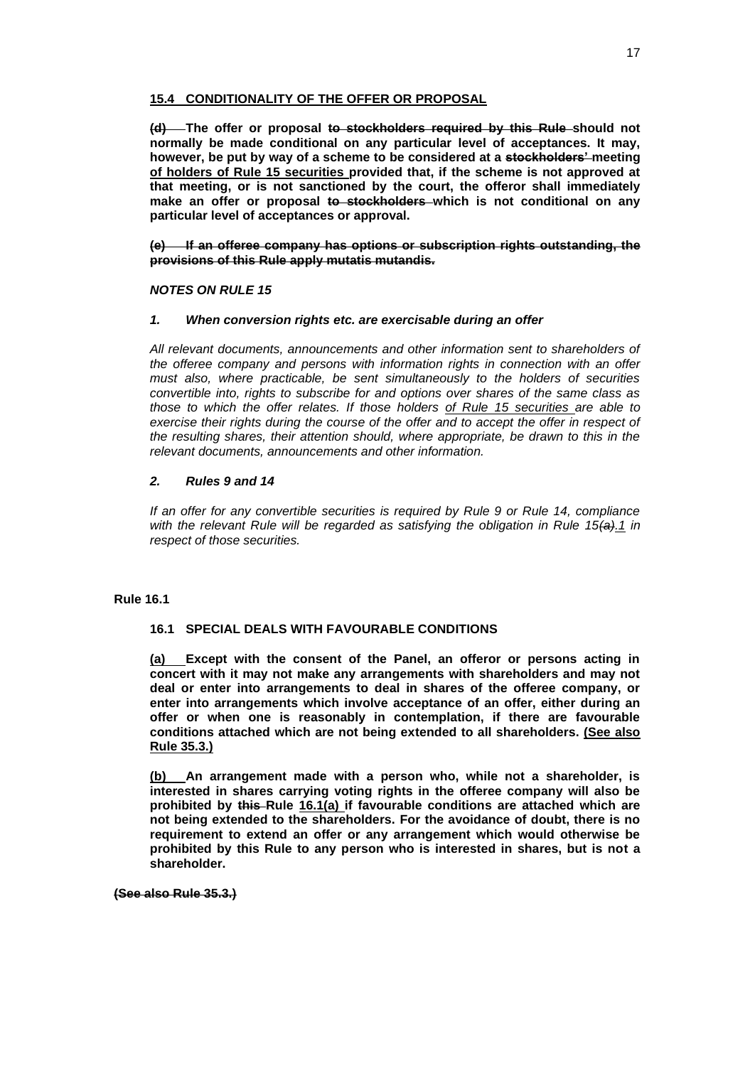**15.4 CONDITIONALITY OF THE OFFER OR PROPOSAL**

**~~(d)~~ The offer or proposal ~~to stockholders required by this Rule~~ should not normally be made conditional on any particular level of acceptances. It may, however, be put by way of a scheme to be considered at a ~~stockholders'~~ meeting <u>of holders of Rule 15 securities</u> provided that, if the scheme is not approved at that meeting, or is not sanctioned by the court, the offeror shall immediately make an offer or proposal ~~to stockholders~~ which is not conditional on any particular level of acceptances or approval.**

**~~(e) If an offeree company has options or subscription rights outstanding, the provisions of this Rule apply mutatis mutandis.~~**

***NOTES ON RULE 15***

***1. When conversion rights etc. are exercisable during an offer***

*All relevant documents, announcements and other information sent to shareholders of the offeree company and persons with information rights in connection with an offer must also, where practicable, be sent simultaneously to the holders of securities convertible into, rights to subscribe for and options over shares of the same class as those to which the offer relates. If those holders <u>of Rule 15 securities</u> are able to exercise their rights during the course of the offer and to accept the offer in respect of the resulting shares, their attention should, where appropriate, be drawn to this in the relevant documents, announcements and other information.*

***2. Rules 9 and 14***

*If an offer for any convertible securities is required by Rule 9 or Rule 14, compliance with the relevant Rule will be regarded as satisfying the obligation in Rule 15~~(a)~~<u>.1</u> in respect of those securities.*

**Rule 16.1**

**16.1 SPECIAL DEALS WITH FAVOURABLE CONDITIONS**

**<u>(a)</u> Except with the consent of the Panel, an offeror or persons acting in concert with it may not make any arrangements with shareholders and may not deal or enter into arrangements to deal in shares of the offeree company, or enter into arrangements which involve acceptance of an offer, either during an offer or when one is reasonably in contemplation, if there are favourable conditions attached which are not being extended to all shareholders. <u>(See also Rule 35.3.)</u>**

**<u>(b)</u> An arrangement made with a person who, while not a shareholder, is interested in shares carrying voting rights in the offeree company will also be prohibited by ~~this~~ Rule <u>16.1(a)</u> if favourable conditions are attached which are not being extended to the shareholders. For the avoidance of doubt, there is no requirement to extend an offer or any arrangement which would otherwise be prohibited by this Rule to any person who is interested in shares, but is not a shareholder.**

**~~(See also Rule 35.3.)~~**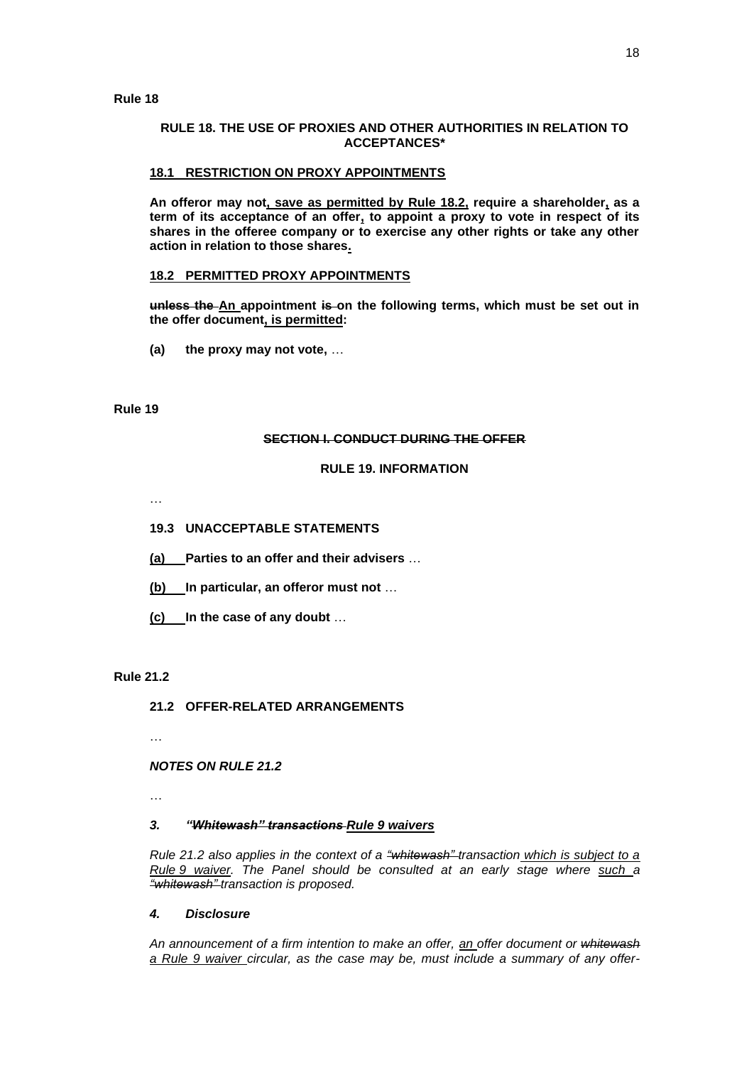**Rule 18**

**RULE 18. THE USE OF PROXIES AND OTHER AUTHORITIES IN RELATION TO ACCEPTANCES***

**18.1 RESTRICTION ON PROXY APPOINTMENTS**

**An offeror may not, save as permitted by Rule 18.2, require a shareholder, as a term of its acceptance of an offer, to appoint a proxy to vote in respect of its shares in the offeree company or to exercise any other rights or take any other action in relation to those shares.**

**18.2 PERMITTED PROXY APPOINTMENTS**

**~~unless the~~ An appointment ~~is~~ on the following terms, which must be set out in the offer document, is permitted:**

**(a) the proxy may not vote,** …

**Rule 19**

**~~SECTION I. CONDUCT DURING THE OFFER~~**

**RULE 19. INFORMATION**

…

**19.3 UNACCEPTABLE STATEMENTS**

**(a) Parties to an offer and their advisers** …

**(b) In particular, an offeror must not** …

**(c) In the case of any doubt** …

**Rule 21.2**

**21.2 OFFER-RELATED ARRANGEMENTS**

…

***NOTES ON RULE 21.2***

…

***3. ~~"Whitewash" transactions~~ Rule 9 waivers***

*Rule 21.2 also applies in the context of a ~~"whitewash"~~ transaction which is subject to a Rule 9 waiver. The Panel should be consulted at an early stage where such a ~~"whitewash"~~ transaction is proposed.*

***4. Disclosure***

*An announcement of a firm intention to make an offer, an offer document or ~~whitewash~~ a Rule 9 waiver circular, as the case may be, must include a summary of any offer-*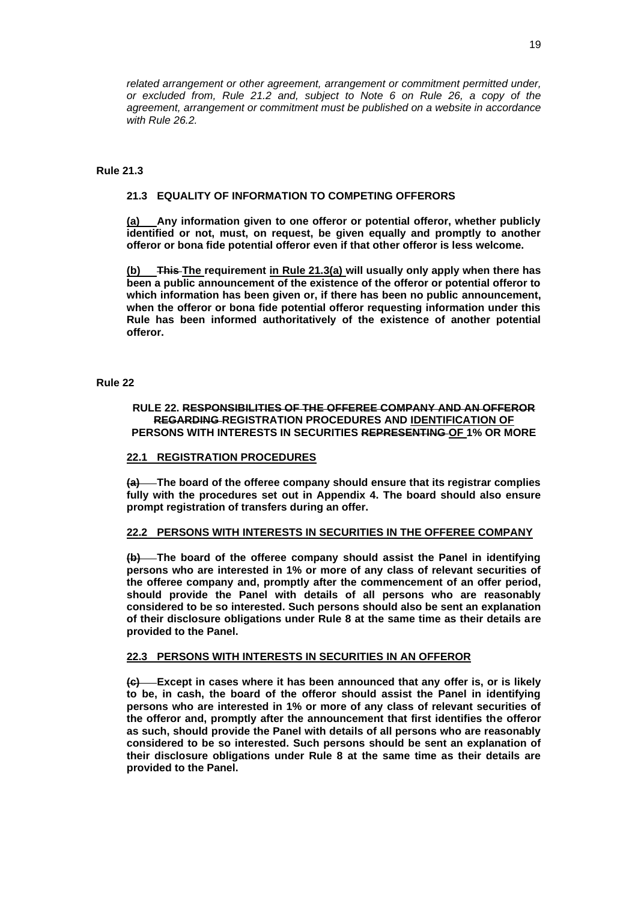*related arrangement or other agreement, arrangement or commitment permitted under, or excluded from, Rule 21.2 and, subject to Note 6 on Rule 26, a copy of the agreement, arrangement or commitment must be published on a website in accordance with Rule 26.2.*

**Rule 21.3**

**21.3 EQUALITY OF INFORMATION TO COMPETING OFFERORS**

**(a) Any information given to one offeror or potential offeror, whether publicly identified or not, must, on request, be given equally and promptly to another offeror or bona fide potential offeror even if that other offeror is less welcome.**

**(b) ~~This~~ The requirement in Rule 21.3(a) will usually only apply when there has been a public announcement of the existence of the offeror or potential offeror to which information has been given or, if there has been no public announcement, when the offeror or bona fide potential offeror requesting information under this Rule has been informed authoritatively of the existence of another potential offeror.**

**Rule 22**

**RULE 22. ~~RESPONSIBILITIES OF THE OFFEREE COMPANY AND AN OFFEROR REGARDING~~ REGISTRATION PROCEDURES AND IDENTIFICATION OF PERSONS WITH INTERESTS IN SECURITIES ~~REPRESENTING~~ OF 1% OR MORE**

**22.1 REGISTRATION PROCEDURES**

**~~(a)~~ The board of the offeree company should ensure that its registrar complies fully with the procedures set out in Appendix 4. The board should also ensure prompt registration of transfers during an offer.**

**22.2 PERSONS WITH INTERESTS IN SECURITIES IN THE OFFEREE COMPANY**

**~~(b)~~ The board of the offeree company should assist the Panel in identifying persons who are interested in 1% or more of any class of relevant securities of the offeree company and, promptly after the commencement of an offer period, should provide the Panel with details of all persons who are reasonably considered to be so interested. Such persons should also be sent an explanation of their disclosure obligations under Rule 8 at the same time as their details are provided to the Panel.**

**22.3 PERSONS WITH INTERESTS IN SECURITIES IN AN OFFEROR**

**~~(c)~~ Except in cases where it has been announced that any offer is, or is likely to be, in cash, the board of the offeror should assist the Panel in identifying persons who are interested in 1% or more of any class of relevant securities of the offeror and, promptly after the announcement that first identifies the offeror as such, should provide the Panel with details of all persons who are reasonably considered to be so interested. Such persons should be sent an explanation of their disclosure obligations under Rule 8 at the same time as their details are provided to the Panel.**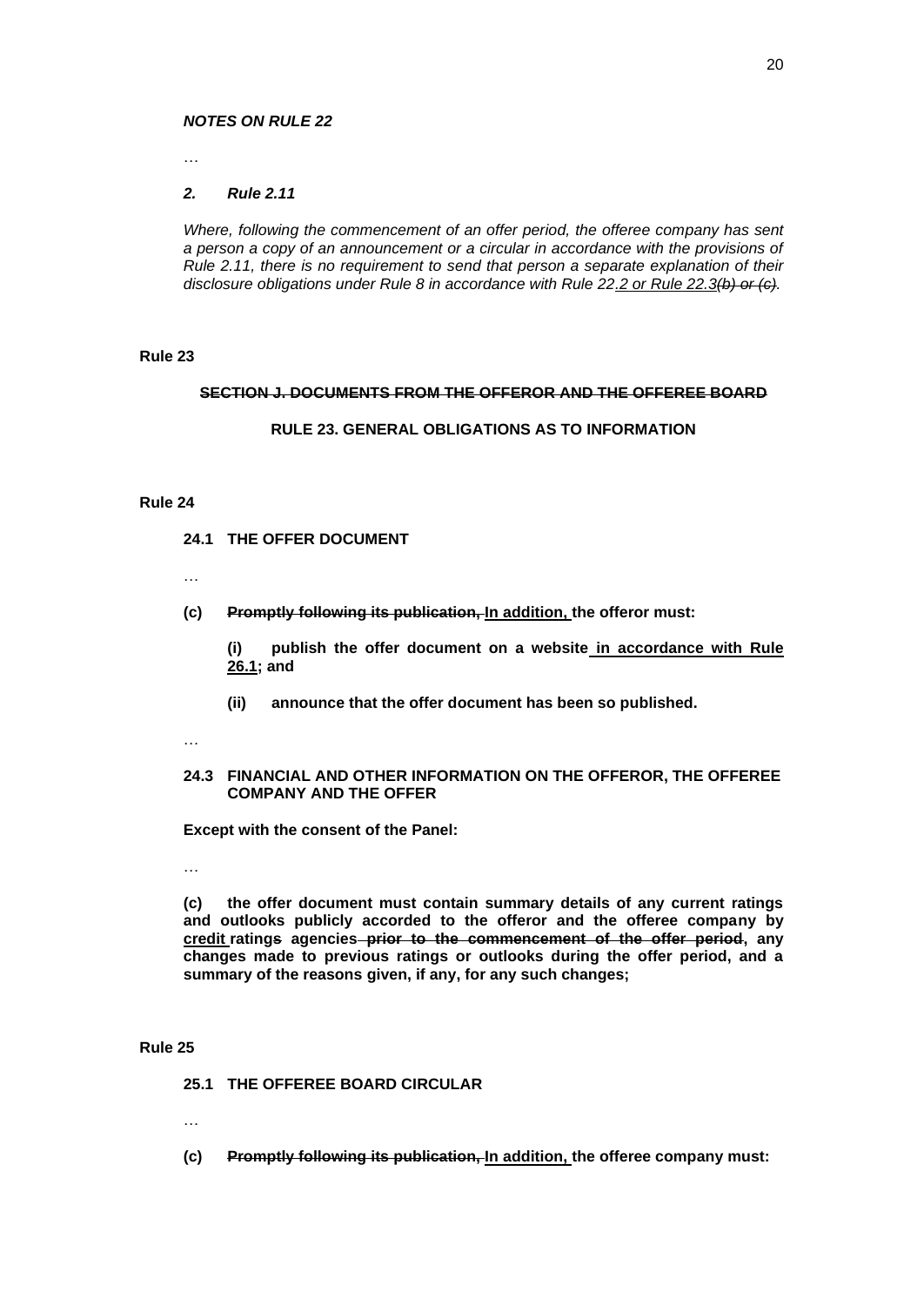***NOTES ON RULE 22***

…

***2. Rule 2.11***

*Where, following the commencement of an offer period, the offeree company has sent a person a copy of an announcement or a circular in accordance with the provisions of Rule 2.11, there is no requirement to send that person a separate explanation of their disclosure obligations under Rule 8 in accordance with Rule 22<u>.2 or Rule 22.3</u>~~(b) or (c)~~.*

**Rule 23**

**~~SECTION J. DOCUMENTS FROM THE OFFEROR AND THE OFFEREE BOARD~~**

**RULE 23. GENERAL OBLIGATIONS AS TO INFORMATION**

**Rule 24**

**24.1 THE OFFER DOCUMENT**

…

**(c) ~~Promptly following its publication,~~ <u>In addition,</u> the offeror must:**

**(i) publish the offer document on a website<u> in accordance with Rule 26.1</u>; and**

**(ii) announce that the offer document has been so published.**

…

**24.3 FINANCIAL AND OTHER INFORMATION ON THE OFFEROR, THE OFFEREE COMPANY AND THE OFFER**

**Except with the consent of the Panel:**

…

**(c) the offer document must contain summary details of any current ratings and outlooks publicly accorded to the offeror and the offeree company by <u>credit</u> rating~~s~~ agencies~~ prior to the commencement of the offer period~~, any changes made to previous ratings or outlooks during the offer period, and a summary of the reasons given, if any, for any such changes;**

**Rule 25**

**25.1 THE OFFEREE BOARD CIRCULAR**

…

**(c) ~~Promptly following its publication,~~ <u>In addition,</u> the offeree company must:**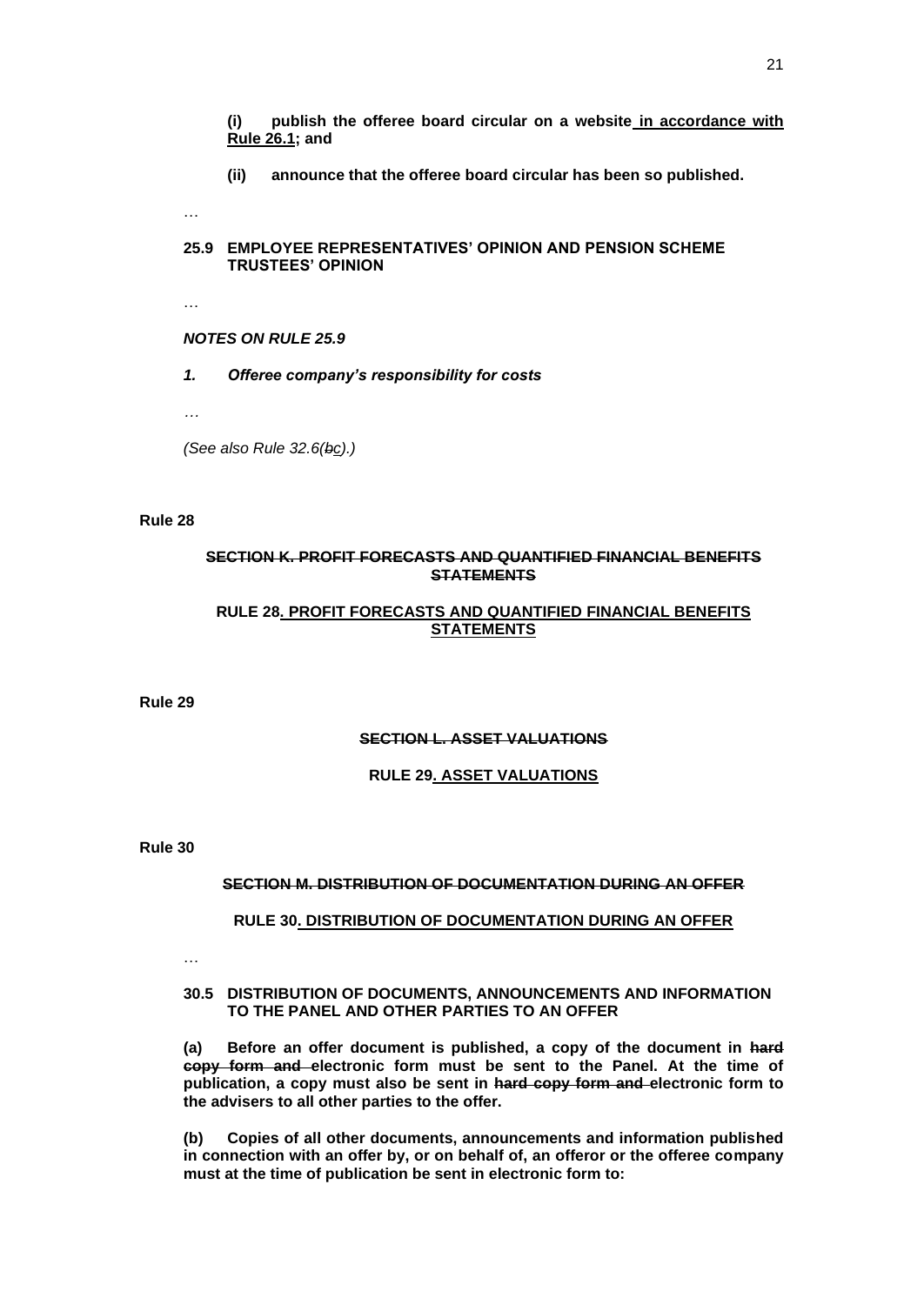**(i) publish the offeree board circular on a website in accordance with Rule 26.1; and**

**(ii) announce that the offeree board circular has been so published.**

…

**25.9 EMPLOYEE REPRESENTATIVES' OPINION AND PENSION SCHEME TRUSTEES' OPINION**

…

***NOTES ON RULE 25.9***

***1. Offeree company's responsibility for costs***

*…*

*(See also Rule 32.6(~~b~~c).)*

**Rule 28**

**~~SECTION K. PROFIT FORECASTS AND QUANTIFIED FINANCIAL BENEFITS STATEMENTS~~**

**RULE 28. PROFIT FORECASTS AND QUANTIFIED FINANCIAL BENEFITS STATEMENTS**

**Rule 29**

**~~SECTION L. ASSET VALUATIONS~~**

**RULE 29. ASSET VALUATIONS**

**Rule 30**

**~~SECTION M. DISTRIBUTION OF DOCUMENTATION DURING AN OFFER~~**

**RULE 30. DISTRIBUTION OF DOCUMENTATION DURING AN OFFER**

…

**30.5 DISTRIBUTION OF DOCUMENTS, ANNOUNCEMENTS AND INFORMATION TO THE PANEL AND OTHER PARTIES TO AN OFFER**

**(a) Before an offer document is published, a copy of the document in ~~hard copy form and~~ electronic form must be sent to the Panel. At the time of publication, a copy must also be sent in ~~hard copy form and~~ electronic form to the advisers to all other parties to the offer.**

**(b) Copies of all other documents, announcements and information published in connection with an offer by, or on behalf of, an offeror or the offeree company must at the time of publication be sent in electronic form to:**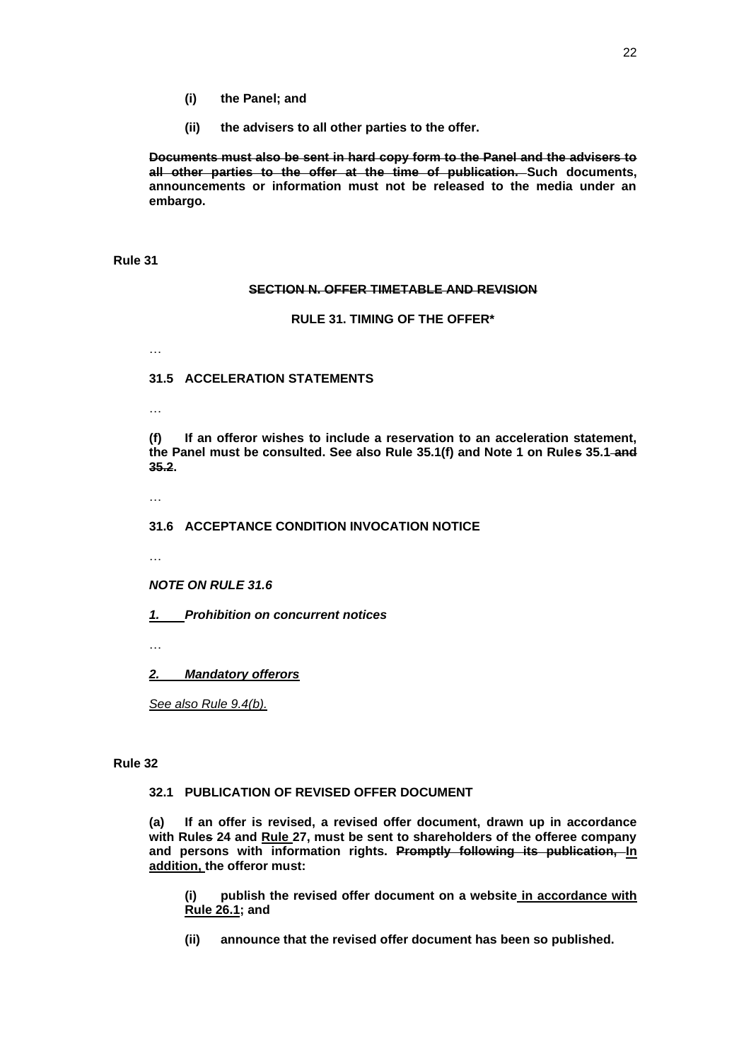**(i) the Panel; and**

**(ii) the advisers to all other parties to the offer.**

**~~Documents must also be sent in hard copy form to the Panel and the advisers to all other parties to the offer at the time of publication.~~ Such documents, announcements or information must not be released to the media under an embargo.**

**Rule 31**

**~~SECTION N. OFFER TIMETABLE AND REVISION~~**

**RULE 31. TIMING OF THE OFFER***

…

**31.5 ACCELERATION STATEMENTS**

…

**(f) If an offeror wishes to include a reservation to an acceleration statement, the Panel must be consulted. See also Rule 35.1(f) and Note 1 on Rule~~s~~ 35.1~~ and 35.2~~.**

…

**31.6 ACCEPTANCE CONDITION INVOCATION NOTICE**

…

***NOTE ON RULE 31.6***

***<u>1.</u> Prohibition on concurrent notices***

…

***<u>2. Mandatory offerors</u>***

*<u>See also Rule 9.4(b).</u>*

**Rule 32**

**32.1 PUBLICATION OF REVISED OFFER DOCUMENT**

**(a) If an offer is revised, a revised offer document, drawn up in accordance with Rule~~s~~ 24 and <u>Rule</u> 27, must be sent to shareholders of the offeree company and persons with information rights. ~~Promptly following its publication,~~ <u>In addition,</u> the offeror must:**

**(i) publish the revised offer document on a website<u> in accordance with Rule 26.1</u>; and**

**(ii) announce that the revised offer document has been so published.**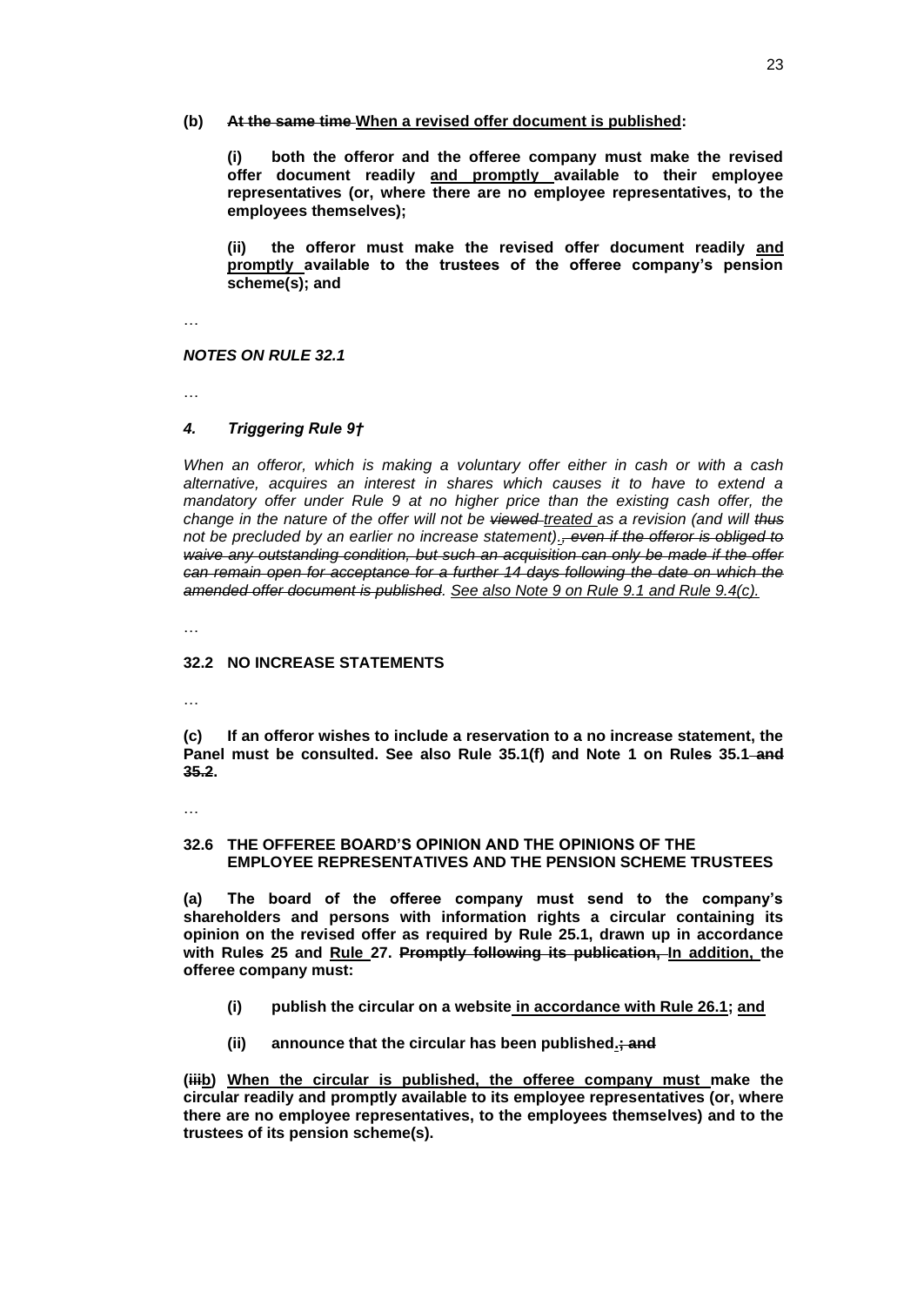**(b) ~~At the same time~~ <u>When a revised offer document is published</u>:**

**(i) both the offeror and the offeree company must make the revised offer document readily <u>and promptly</u> available to their employee representatives (or, where there are no employee representatives, to the employees themselves);**

**(ii) the offeror must make the revised offer document readily <u>and promptly</u> available to the trustees of the offeree company's pension scheme(s); and**

…

***NOTES ON RULE 32.1***

…

### *4. Triggering Rule 9†*

*When an offeror, which is making a voluntary offer either in cash or with a cash alternative, acquires an interest in shares which causes it to have to extend a mandatory offer under Rule 9 at no higher price than the existing cash offer, the change in the nature of the offer will not be ~~viewed~~ <u>treated</u> as a revision (and will ~~thus~~ not be precluded by an earlier no increase statement)<u>.</u>~~, even if the offeror is obliged to waive any outstanding condition, but such an acquisition can only be made if the offer can remain open for acceptance for a further 14 days following the date on which the amended offer document is published~~. <u>See also Note 9 on Rule 9.1 and Rule 9.4(c).</u>*

…

### 32.2 NO INCREASE STATEMENTS

…

**(c) If an offeror wishes to include a reservation to a no increase statement, the Panel must be consulted. See also Rule 35.1(f) and Note 1 on Rule~~s~~ 35.1 ~~and 35.2~~.**

…

### 32.6 THE OFFEREE BOARD'S OPINION AND THE OPINIONS OF THE EMPLOYEE REPRESENTATIVES AND THE PENSION SCHEME TRUSTEES

**(a) The board of the offeree company must send to the company's shareholders and persons with information rights a circular containing its opinion on the revised offer as required by Rule 25.1, drawn up in accordance with Rule~~s~~ 25 and <u>Rule</u> 27. ~~Promptly following its publication,~~ <u>In addition,</u> the offeree company must:**

- **(i) publish the circular on a website <u>in accordance with Rule 26.1</u>; <u>and</u>**
- **(ii) announce that the circular has been published<u>.</u>~~; and~~**

**(~~iii~~<u>b</u>) <u>When the circular is published, the offeree company must</u> make the circular readily and promptly available to its employee representatives (or, where there are no employee representatives, to the employees themselves) and to the trustees of its pension scheme(s).**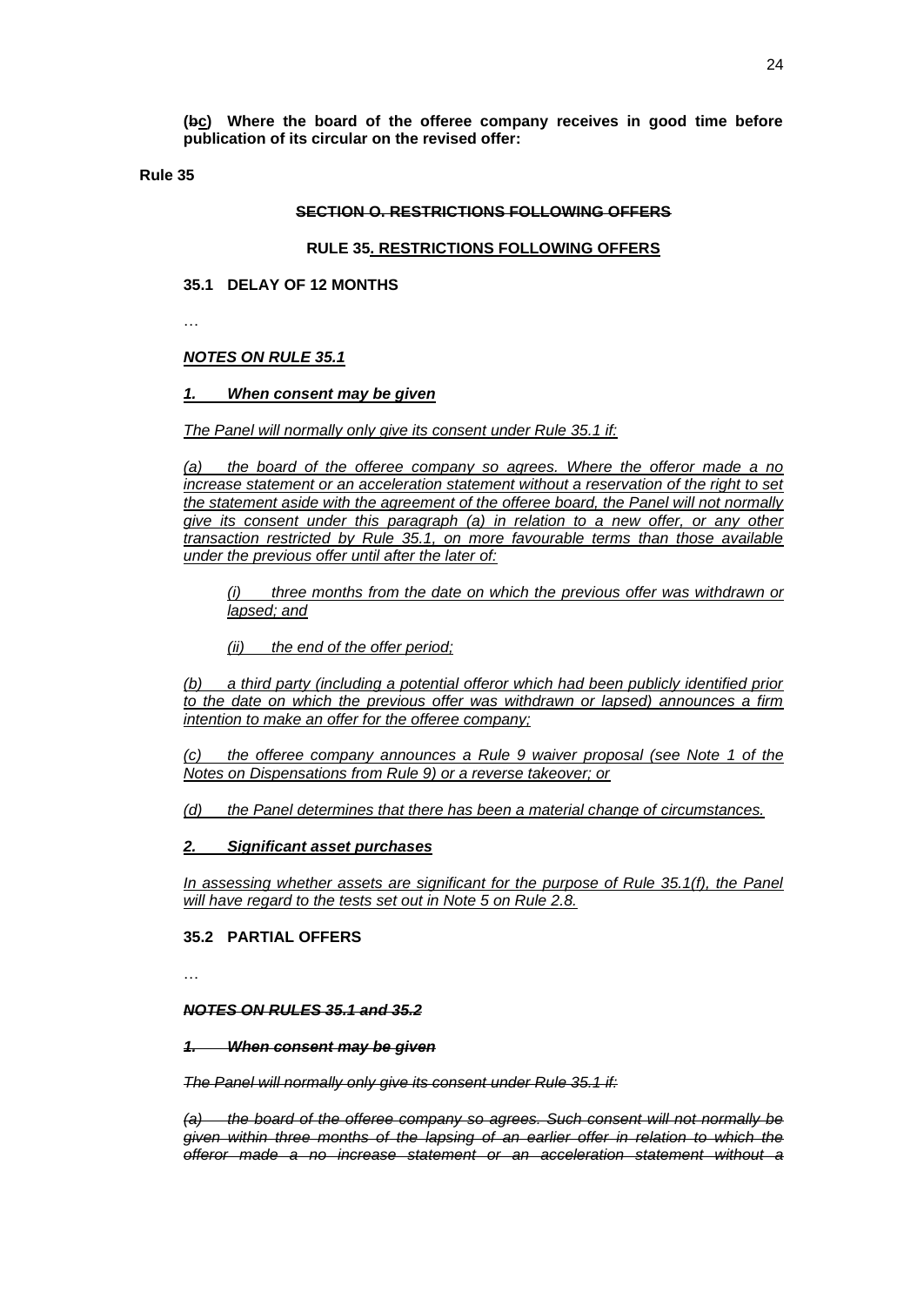**(~~b~~c) Where the board of the offeree company receives in good time before publication of its circular on the revised offer:**

**Rule 35**

**~~SECTION O. RESTRICTIONS FOLLOWING OFFERS~~**

**RULE 35. RESTRICTIONS FOLLOWING OFFERS**

**35.1 DELAY OF 12 MONTHS**

…

***NOTES ON RULE 35.1***

***1. When consent may be given***

*The Panel will normally only give its consent under Rule 35.1 if:*

*(a) the board of the offeree company so agrees. Where the offeror made a no increase statement or an acceleration statement without a reservation of the right to set the statement aside with the agreement of the offeree board, the Panel will not normally give its consent under this paragraph (a) in relation to a new offer, or any other transaction restricted by Rule 35.1, on more favourable terms than those available under the previous offer until after the later of:*

> *(i) three months from the date on which the previous offer was withdrawn or lapsed; and*
>
> *(ii) the end of the offer period;*

*(b) a third party (including a potential offeror which had been publicly identified prior to the date on which the previous offer was withdrawn or lapsed) announces a firm intention to make an offer for the offeree company;*

*(c) the offeree company announces a Rule 9 waiver proposal (see Note 1 of the Notes on Dispensations from Rule 9) or a reverse takeover; or*

*(d) the Panel determines that there has been a material change of circumstances.*

***2. Significant asset purchases***

*In assessing whether assets are significant for the purpose of Rule 35.1(f), the Panel will have regard to the tests set out in Note 5 on Rule 2.8.*

**35.2 PARTIAL OFFERS**

…

***~~NOTES ON RULES 35.1 and 35.2~~***

***~~1. When consent may be given~~***

*~~The Panel will normally only give its consent under Rule 35.1 if:~~*

*~~(a) the board of the offeree company so agrees. Such consent will not normally be given within three months of the lapsing of an earlier offer in relation to which the offeror made a no increase statement or an acceleration statement without a~~*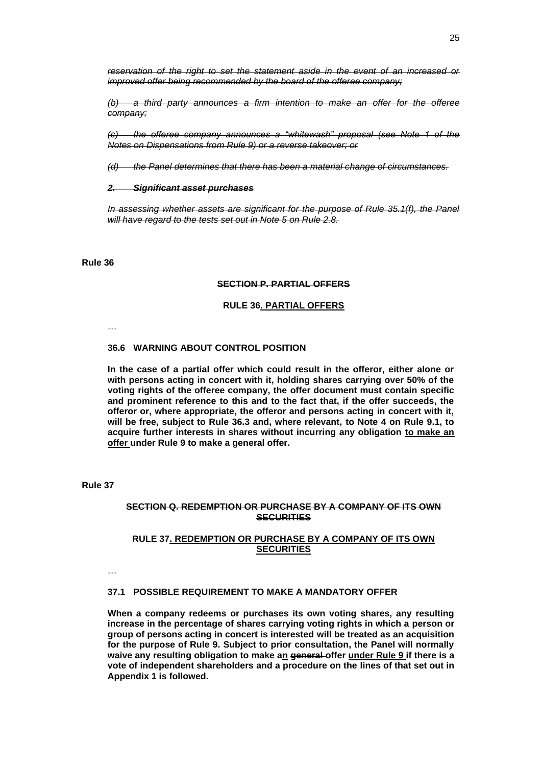~~*reservation of the right to set the statement aside in the event of an increased or improved offer being recommended by the board of the offeree company;*~~

~~*(b) a third party announces a firm intention to make an offer for the offeree company;*~~

~~*(c) the offeree company announces a "whitewash" proposal (see Note 1 of the Notes on Dispensations from Rule 9) or a reverse takeover; or*~~

~~*(d) the Panel determines that there has been a material change of circumstances.*~~

~~***2. Significant asset purchases***~~

~~*In assessing whether assets are significant for the purpose of Rule 35.1(f), the Panel will have regard to the tests set out in Note 5 on Rule 2.8.*~~

**Rule 36**

**~~SECTION P. PARTIAL OFFERS~~**

**RULE 36<u>. PARTIAL OFFERS</u>**

…

**36.6 WARNING ABOUT CONTROL POSITION**

**In the case of a partial offer which could result in the offeror, either alone or with persons acting in concert with it, holding shares carrying over 50% of the voting rights of the offeree company, the offer document must contain specific and prominent reference to this and to the fact that, if the offer succeeds, the offeror or, where appropriate, the offeror and persons acting in concert with it, will be free, subject to Rule 36.3 and, where relevant, to Note 4 on Rule 9.1, to acquire further interests in shares without incurring any obligation <u>to make an offer</u> under Rule 9 ~~to make a general offer~~.**

**Rule 37**

**~~SECTION Q. REDEMPTION OR PURCHASE BY A COMPANY OF ITS OWN SECURITIES~~**

**RULE 37<u>. REDEMPTION OR PURCHASE BY A COMPANY OF ITS OWN SECURITIES</u>**

…

**37.1 POSSIBLE REQUIREMENT TO MAKE A MANDATORY OFFER**

**When a company redeems or purchases its own voting shares, any resulting increase in the percentage of shares carrying voting rights in which a person or group of persons acting in concert is interested will be treated as an acquisition for the purpose of Rule 9. Subject to prior consultation, the Panel will normally waive any resulting obligation to make a<u>n</u> ~~general~~ offer <u>under Rule 9</u> if there is a vote of independent shareholders and a procedure on the lines of that set out in Appendix 1 is followed.**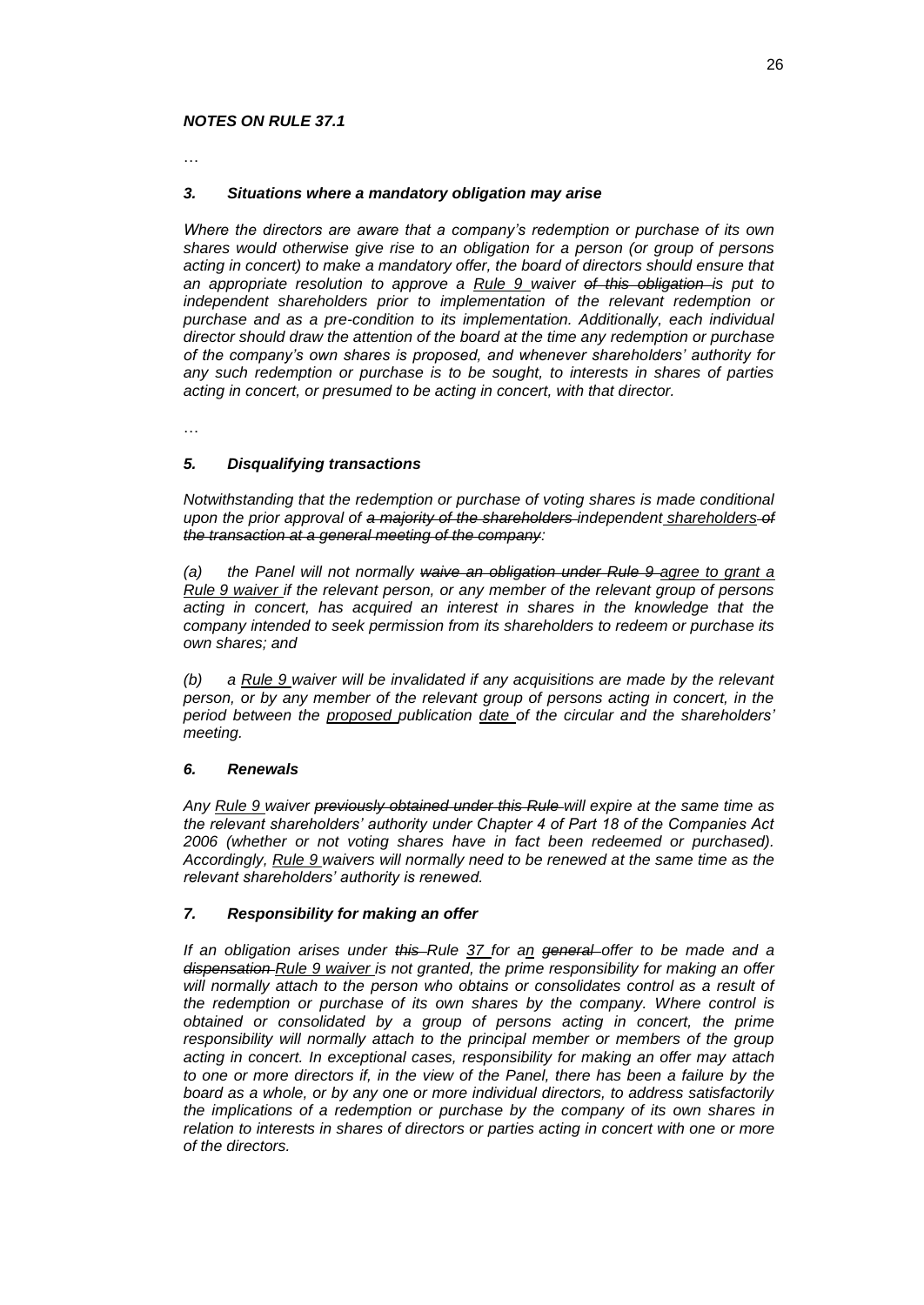***NOTES ON RULE 37.1***

*…*

***3. Situations where a mandatory obligation may arise***

*Where the directors are aware that a company's redemption or purchase of its own shares would otherwise give rise to an obligation for a person (or group of persons acting in concert) to make a mandatory offer, the board of directors should ensure that an appropriate resolution to approve a <u>Rule 9</u> waiver ~~of this obligation~~ is put to independent shareholders prior to implementation of the relevant redemption or purchase and as a pre-condition to its implementation. Additionally, each individual director should draw the attention of the board at the time any redemption or purchase of the company's own shares is proposed, and whenever shareholders' authority for any such redemption or purchase is to be sought, to interests in shares of parties acting in concert, or presumed to be acting in concert, with that director.*

*…*

***5. Disqualifying transactions***

*Notwithstanding that the redemption or purchase of voting shares is made conditional upon the prior approval of ~~a majority of the shareholders~~ independent <u>shareholders</u> ~~of the transaction at a general meeting of the company~~:*

*(a) the Panel will not normally ~~waive an obligation under Rule 9~~ <u>agree to grant a Rule 9 waiver</u> if the relevant person, or any member of the relevant group of persons acting in concert, has acquired an interest in shares in the knowledge that the company intended to seek permission from its shareholders to redeem or purchase its own shares; and*

*(b) a <u>Rule 9</u> waiver will be invalidated if any acquisitions are made by the relevant person, or by any member of the relevant group of persons acting in concert, in the period between the <u>proposed</u> publication <u>date</u> of the circular and the shareholders' meeting.*

***6. Renewals***

*Any <u>Rule 9</u> waiver ~~previously obtained under this Rule~~ will expire at the same time as the relevant shareholders' authority under Chapter 4 of Part 18 of the Companies Act 2006 (whether or not voting shares have in fact been redeemed or purchased). Accordingly, <u>Rule 9</u> waivers will normally need to be renewed at the same time as the relevant shareholders' authority is renewed.*

***7. Responsibility for making an offer***

*If an obligation arises under ~~this~~ Rule <u>37</u> for a<u>n</u> ~~general~~ offer to be made and a ~~dispensation~~ <u>Rule 9 waiver</u> is not granted, the prime responsibility for making an offer will normally attach to the person who obtains or consolidates control as a result of the redemption or purchase of its own shares by the company. Where control is obtained or consolidated by a group of persons acting in concert, the prime responsibility will normally attach to the principal member or members of the group acting in concert. In exceptional cases, responsibility for making an offer may attach to one or more directors if, in the view of the Panel, there has been a failure by the board as a whole, or by any one or more individual directors, to address satisfactorily the implications of a redemption or purchase by the company of its own shares in relation to interests in shares of directors or parties acting in concert with one or more of the directors.*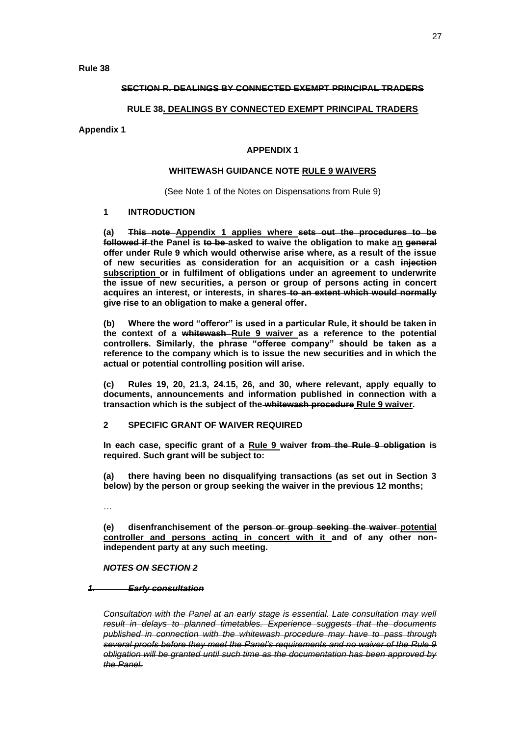**Rule 38**

**~~SECTION R. DEALINGS BY CONNECTED EXEMPT PRINCIPAL TRADERS~~**

**RULE 38~~.~~ DEALINGS BY CONNECTED EXEMPT PRINCIPAL TRADERS**

**Appendix 1**

**APPENDIX 1**

**~~WHITEWASH GUIDANCE NOTE~~ RULE 9 WAIVERS**

(See Note 1 of the Notes on Dispensations from Rule 9)

**1 INTRODUCTION**

**(a) ~~This note~~ Appendix 1 applies where ~~sets out the procedures to be followed if~~ the Panel is ~~to be~~ asked to waive the obligation to make a~~n~~ ~~general~~ offer under Rule 9 which would otherwise arise where, as a result of the issue of new securities as consideration for an acquisition or a cash ~~injection~~ subscription or in fulfilment of obligations under an agreement to underwrite the issue of new securities, a person or group of persons acting in concert acquires an interest, or interests, in shares ~~to an extent which would normally give rise to an obligation to make a general offer~~.**

**(b) Where the word "offeror" is used in a particular Rule, it should be taken in the context of a ~~whitewash~~ Rule 9 waiver as a reference to the potential controllers. Similarly, the phrase "offeree company" should be taken as a reference to the company which is to issue the new securities and in which the actual or potential controlling position will arise.**

**(c) Rules 19, 20, 21.3, 24.15, 26, and 30, where relevant, apply equally to documents, announcements and information published in connection with a transaction which is the subject of the ~~whitewash procedure~~ Rule 9 waiver.**

**2 SPECIFIC GRANT OF WAIVER REQUIRED**

**In each case, specific grant of a Rule 9 waiver ~~from the Rule 9 obligation~~ is required. Such grant will be subject to:**

**(a) there having been no disqualifying transactions (as set out in Section 3 below) ~~by the person or group seeking the waiver in the previous 12 months~~;**

…

**(e) disenfranchisement of the ~~person or group seeking the waiver~~ potential controller and persons acting in concert with it and of any other non-independent party at any such meeting.**

***~~NOTES ON SECTION 2~~***

***~~1. Early consultation~~***

*~~Consultation with the Panel at an early stage is essential. Late consultation may well result in delays to planned timetables. Experience suggests that the documents published in connection with the whitewash procedure may have to pass through several proofs before they meet the Panel's requirements and no waiver of the Rule 9 obligation will be granted until such time as the documentation has been approved by the Panel.~~*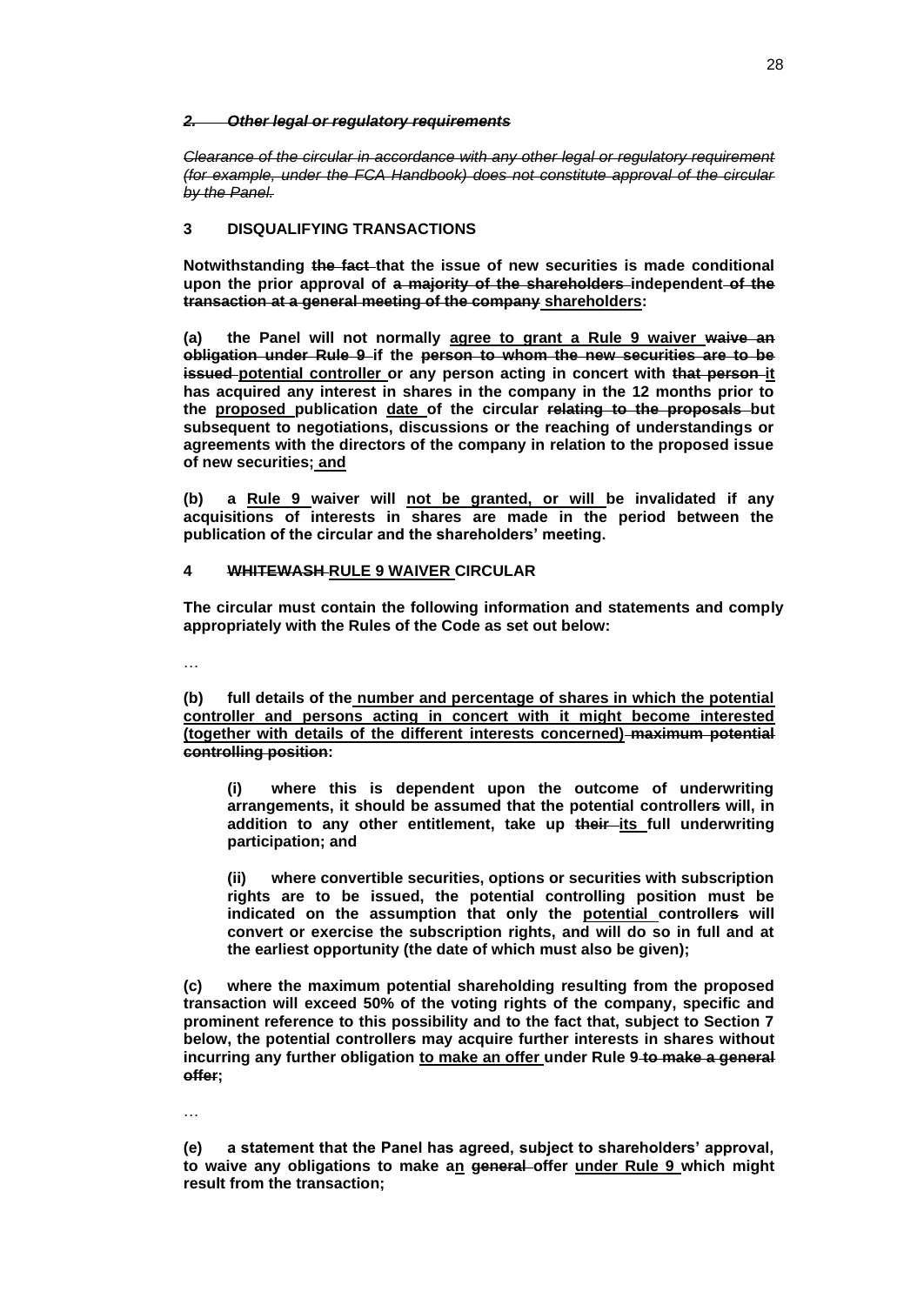***2. Other legal or regulatory requirements***

*Clearance of the circular in accordance with any other legal or regulatory requirement (for example, under the FCA Handbook) does not constitute approval of the circular by the Panel.*

**3 DISQUALIFYING TRANSACTIONS**

**Notwithstanding the fact that the issue of new securities is made conditional upon the prior approval of a majority of the shareholders independent of the transaction at a general meeting of the company shareholders:**

**(a) the Panel will not normally agree to grant a Rule 9 waiver waive an obligation under Rule 9 if the person to whom the new securities are to be issued potential controller or any person acting in concert with that person it has acquired any interest in shares in the company in the 12 months prior to the proposed publication date of the circular relating to the proposals but subsequent to negotiations, discussions or the reaching of understandings or agreements with the directors of the company in relation to the proposed issue of new securities; and**

**(b) a Rule 9 waiver will not be granted, or will be invalidated if any acquisitions of interests in shares are made in the period between the publication of the circular and the shareholders' meeting.**

**4 WHITEWASH RULE 9 WAIVER CIRCULAR**

**The circular must contain the following information and statements and comply appropriately with the Rules of the Code as set out below:**

…

**(b) full details of the number and percentage of shares in which the potential controller and persons acting in concert with it might become interested (together with details of the different interests concerned) maximum potential controlling position:**

**(i) where this is dependent upon the outcome of underwriting arrangements, it should be assumed that the potential controllers will, in addition to any other entitlement, take up their its full underwriting participation; and**

**(ii) where convertible securities, options or securities with subscription rights are to be issued, the potential controlling position must be indicated on the assumption that only the potential controllers will convert or exercise the subscription rights, and will do so in full and at the earliest opportunity (the date of which must also be given);**

**(c) where the maximum potential shareholding resulting from the proposed transaction will exceed 50% of the voting rights of the company, specific and prominent reference to this possibility and to the fact that, subject to Section 7 below, the potential controllers may acquire further interests in shares without incurring any further obligation to make an offer under Rule 9 to make a general offer;**

…

**(e) a statement that the Panel has agreed, subject to shareholders' approval, to waive any obligations to make an general offer under Rule 9 which might result from the transaction;**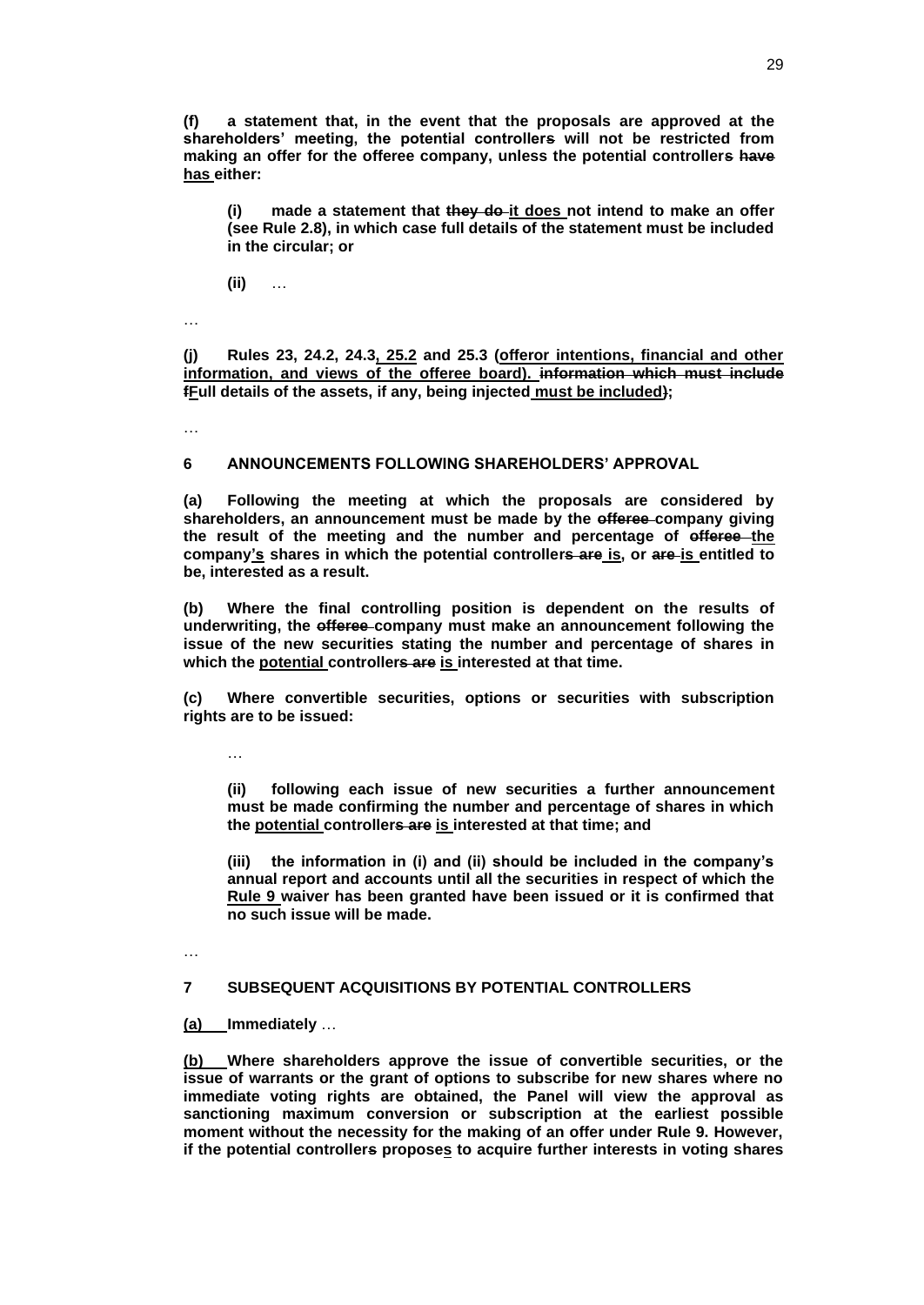**(f) a statement that, in the event that the proposals are approved at the shareholders' meeting, the potential controller~~s~~ will not be restricted from making an offer for the offeree company, unless the potential controller~~s~~ ~~have~~ <u>has</u> either:**

> **(i) made a statement that ~~they do~~ <u>it does</u> not intend to make an offer (see Rule 2.8), in which case full details of the statement must be included in the circular; or**
>
> **(ii)** …

…

**(j) Rules 23, 24.2, 24.3<u>, 25.2</u> and 25.3 (<u>offeror intentions, financial and other information, and views of the offeree board).</u> ~~information which must include f~~<u>F</u>ull details of the assets, if any, being injected<u> must be included</u>~~)~~;**

…

## 6 ANNOUNCEMENTS FOLLOWING SHAREHOLDERS' APPROVAL

**(a) Following the meeting at which the proposals are considered by shareholders, an announcement must be made by the ~~offeree~~ company giving the result of the meeting and the number and percentage of ~~offeree~~ <u>the</u> company<u>'s</u> shares in which the potential controller~~s are~~ <u>is</u>, or ~~are~~ <u>is</u> entitled to be, interested as a result.**

**(b) Where the final controlling position is dependent on the results of underwriting, the ~~offeree~~ company must make an announcement following the issue of the new securities stating the number and percentage of shares in which the <u>potential</u> controller~~s are~~ <u>is</u> interested at that time.**

**(c) Where convertible securities, options or securities with subscription rights are to be issued:**

> …
>
> **(ii) following each issue of new securities a further announcement must be made confirming the number and percentage of shares in which the <u>potential</u> controller~~s are~~ <u>is</u> interested at that time; and**
>
> **(iii) the information in (i) and (ii) should be included in the company's annual report and accounts until all the securities in respect of which the <u>Rule 9</u> waiver has been granted have been issued or it is confirmed that no such issue will be made.**

…

## 7 SUBSEQUENT ACQUISITIONS BY POTENTIAL CONTROLLERS

**<u>(a)</u> Immediately** …

**<u>(b)</u> Where shareholders approve the issue of convertible securities, or the issue of warrants or the grant of options to subscribe for new shares where no immediate voting rights are obtained, the Panel will view the approval as sanctioning maximum conversion or subscription at the earliest possible moment without the necessity for the making of an offer under Rule 9. However, if the potential controller~~s~~ propose<u>s</u> to acquire further interests in voting shares**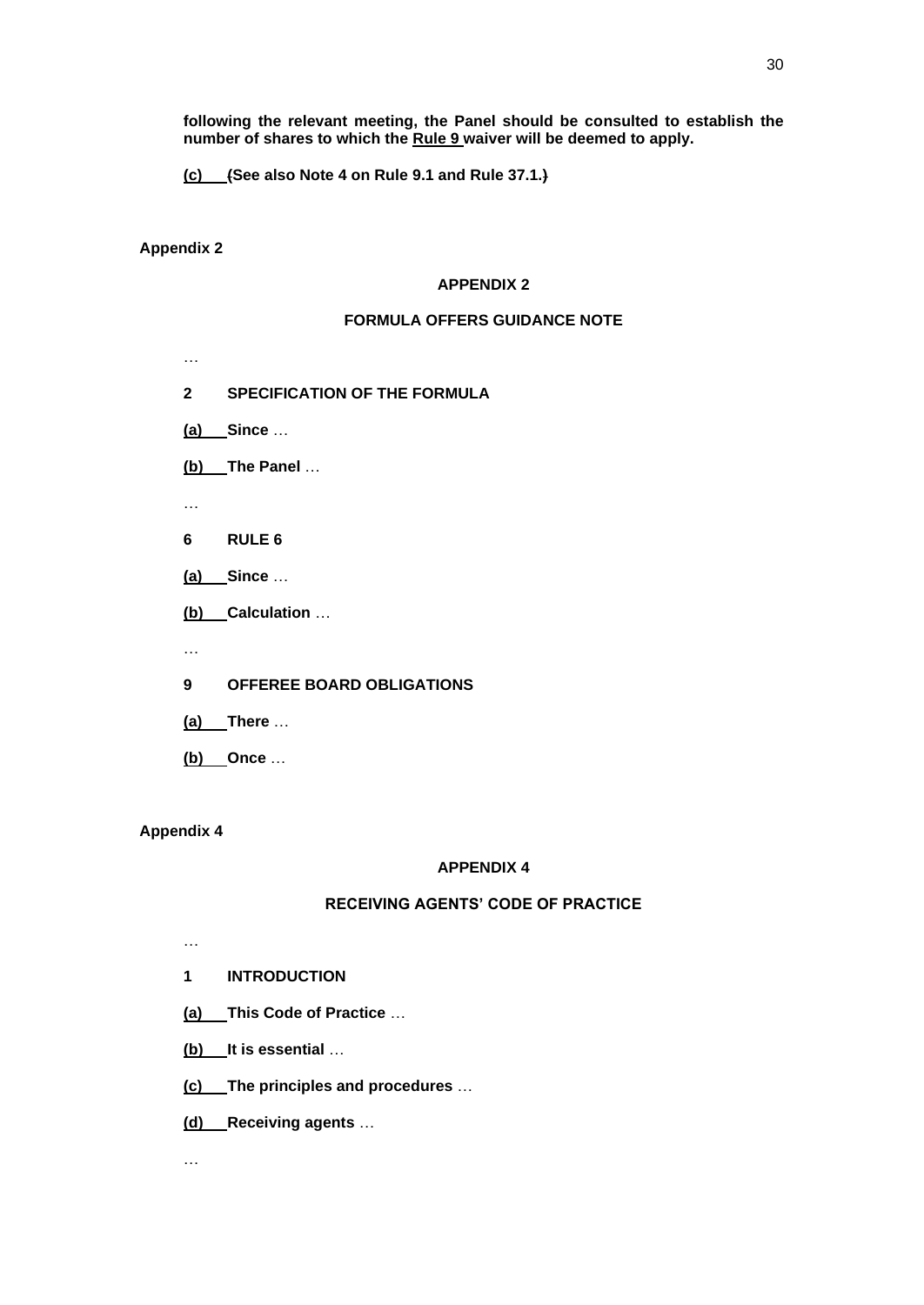**following the relevant meeting, the Panel should be consulted to establish the number of shares to which the Rule 9 waiver will be deemed to apply.**

**(c) (See also Note 4 on Rule 9.1 and Rule 37.1.)**

**Appendix 2**

**APPENDIX 2**

**FORMULA OFFERS GUIDANCE NOTE**

…

**2 SPECIFICATION OF THE FORMULA**

**(a) Since** …

**(b) The Panel** …

…

**6 RULE 6**

**(a) Since** …

**(b) Calculation** …

…

**9 OFFEREE BOARD OBLIGATIONS**

**(a) There** …

**(b) Once** …

**Appendix 4**

**APPENDIX 4**

**RECEIVING AGENTS' CODE OF PRACTICE**

…

**1 INTRODUCTION**

**(a) This Code of Practice** …

**(b) It is essential** …

**(c) The principles and procedures** …

**(d) Receiving agents** …

…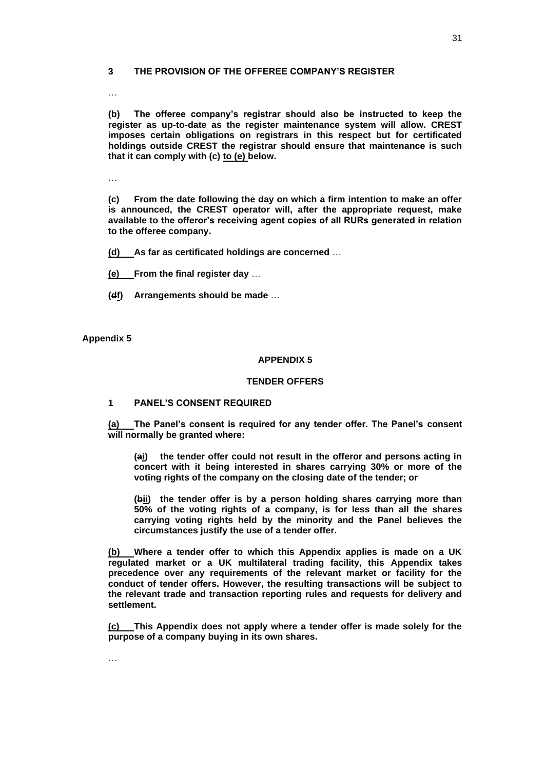**3 THE PROVISION OF THE OFFEREE COMPANY'S REGISTER**

…

**(b) The offeree company's registrar should also be instructed to keep the register as up-to-date as the register maintenance system will allow. CREST imposes certain obligations on registrars in this respect but for certificated holdings outside CREST the registrar should ensure that maintenance is such that it can comply with (c) to (e) below.**

…

**(c) From the date following the day on which a firm intention to make an offer is announced, the CREST operator will, after the appropriate request, make available to the offeror's receiving agent copies of all RURs generated in relation to the offeree company.**

**(d) As far as certificated holdings are concerned** …

**(e) From the final register day** …

**(df) Arrangements should be made** …

**Appendix 5**

**APPENDIX 5**

**TENDER OFFERS**

**1 PANEL'S CONSENT REQUIRED**

**(a) The Panel's consent is required for any tender offer. The Panel's consent will normally be granted where:**

**(ai) the tender offer could not result in the offeror and persons acting in concert with it being interested in shares carrying 30% or more of the voting rights of the company on the closing date of the tender; or**

**(bii) the tender offer is by a person holding shares carrying more than 50% of the voting rights of a company, is for less than all the shares carrying voting rights held by the minority and the Panel believes the circumstances justify the use of a tender offer.**

**(b) Where a tender offer to which this Appendix applies is made on a UK regulated market or a UK multilateral trading facility, this Appendix takes precedence over any requirements of the relevant market or facility for the conduct of tender offers. However, the resulting transactions will be subject to the relevant trade and transaction reporting rules and requests for delivery and settlement.**

**(c) This Appendix does not apply where a tender offer is made solely for the purpose of a company buying in its own shares.**

…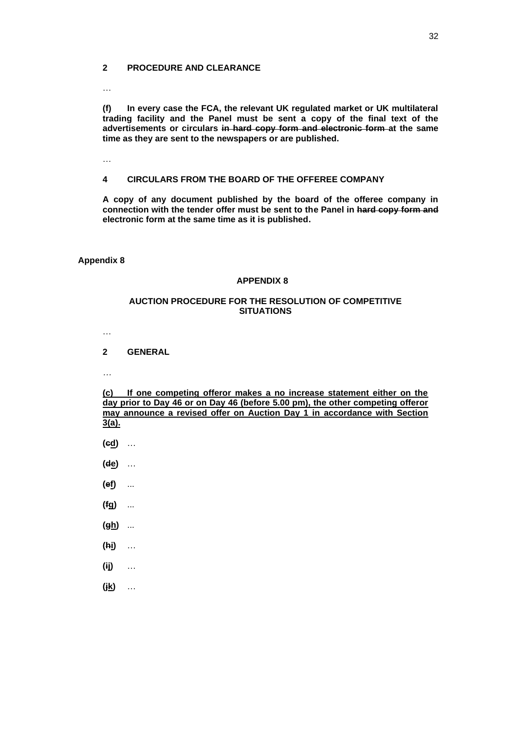**2 PROCEDURE AND CLEARANCE**

…

**(f) In every case the FCA, the relevant UK regulated market or UK multilateral trading facility and the Panel must be sent a copy of the final text of the advertisements or circulars ~~in hard copy form and electronic form~~ at the same time as they are sent to the newspapers or are published.**

…

**4 CIRCULARS FROM THE BOARD OF THE OFFEREE COMPANY**

**A copy of any document published by the board of the offeree company in connection with the tender offer must be sent to the Panel in ~~hard copy form and~~ electronic form at the same time as it is published.**

**Appendix 8**

**APPENDIX 8**

**AUCTION PROCEDURE FOR THE RESOLUTION OF COMPETITIVE SITUATIONS**

…

**2 GENERAL**

…

**<u>(c) If one competing offeror makes a no increase statement either on the day prior to Day 46 or on Day 46 (before 5.00 pm), the other competing offeror may announce a revised offer on Auction Day 1 in accordance with Section 3(a).</u>**

**(~~c~~<u>d</u>)** …

**(~~d~~<u>e</u>)** …

**(~~e~~<u>f</u>)** ...

**(~~f~~<u>g</u>)** ...

**(~~g~~<u>h</u>)** ...

**(~~h~~<u>i</u>)** …

**(~~i~~<u>j</u>)** …

**(~~j~~<u>k</u>)** …